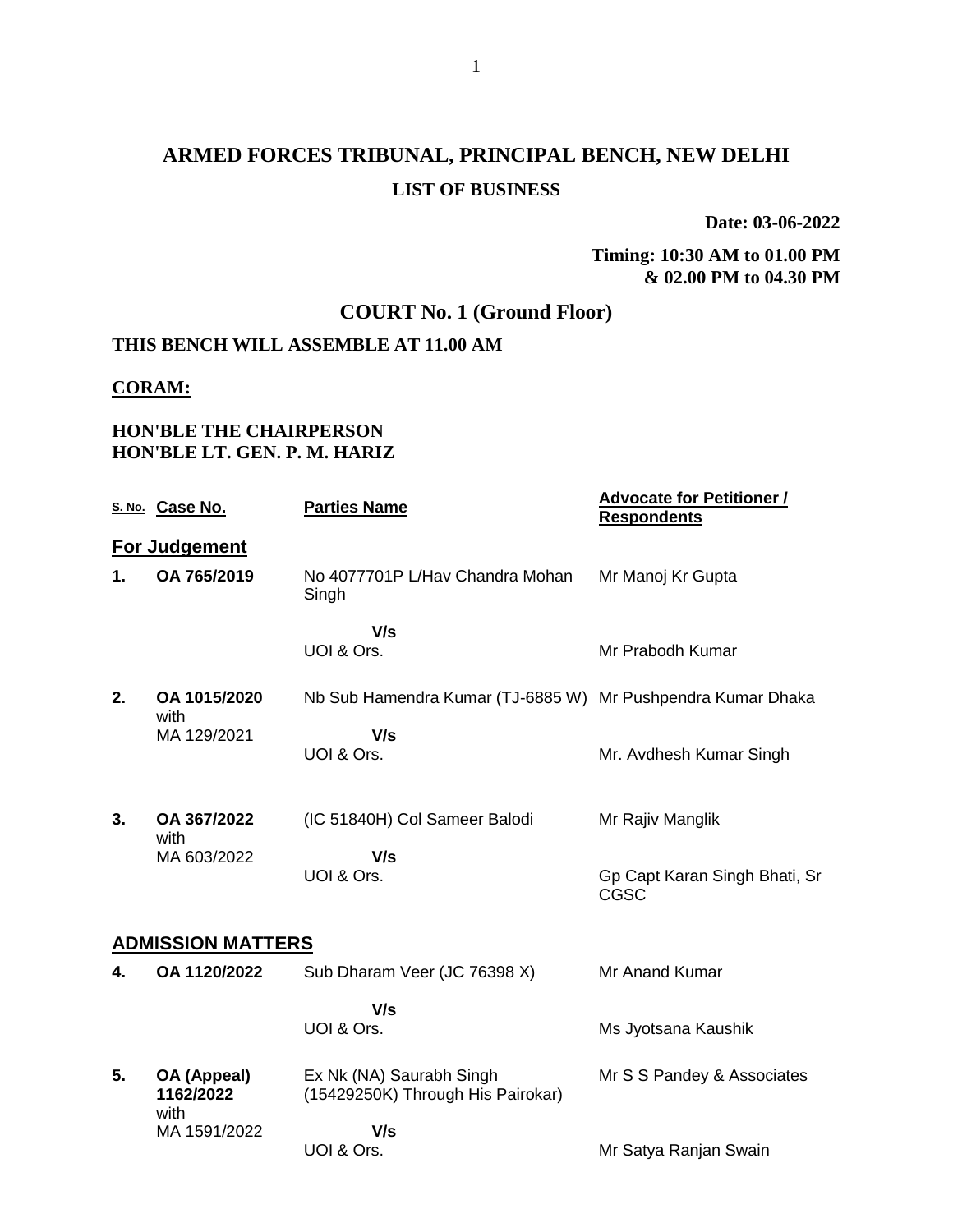# ARMED FORCES TRIBUNAL, PRINCIPAL BENCH, NEW DELHI

## LIST OF BUSINESS

**Date: 03-06-2022**

**Timing: 10:30 AM to 01.00 PM & 02.00 PM to 04.30 PM**

## COURT No. 1 (Ground Floor)

**THIS BENCH WILL ASSEMBLE AT 11.00 AM**

**CORAM:**

**HON'BLE THE CHAIRPERSON**
**HON'BLE LT. GEN. P. M. HARIZ**

| S. No. | Case No. | Parties Name | Advocate for Petitioner / Respondents |
|---|---|---|---|
| **For Judgement** | | | |
| **1.** | **OA 765/2019** | No 4077701P L/Hav Chandra Mohan Singh | Mr Manoj Kr Gupta |
| | | **V/s** | |
| | | UOI & Ors. | Mr Prabodh Kumar |
| **2.** | **OA 1015/2020** with MA 129/2021 | Nb Sub Hamendra Kumar (TJ-6885 W) | Mr Pushpendra Kumar Dhaka |
| | | **V/s** | |
| | | UOI & Ors. | Mr. Avdhesh Kumar Singh |
| **3.** | **OA 367/2022** with MA 603/2022 | (IC 51840H) Col Sameer Balodi | Mr Rajiv Manglik |
| | | **V/s** | |
| | | UOI & Ors. | Gp Capt Karan Singh Bhati, Sr CGSC |
| **ADMISSION MATTERS** | | | |
| **4.** | **OA 1120/2022** | Sub Dharam Veer (JC 76398 X) | Mr Anand Kumar |
| | | **V/s** | |
| | | UOI & Ors. | Ms Jyotsana Kaushik |
| **5.** | **OA (Appeal) 1162/2022** with MA 1591/2022 | Ex Nk (NA) Saurabh Singh (15429250K) Through His Pairokar) | Mr S S Pandey & Associates |
| | | **V/s** | |
| | | UOI & Ors. | Mr Satya Ranjan Swain |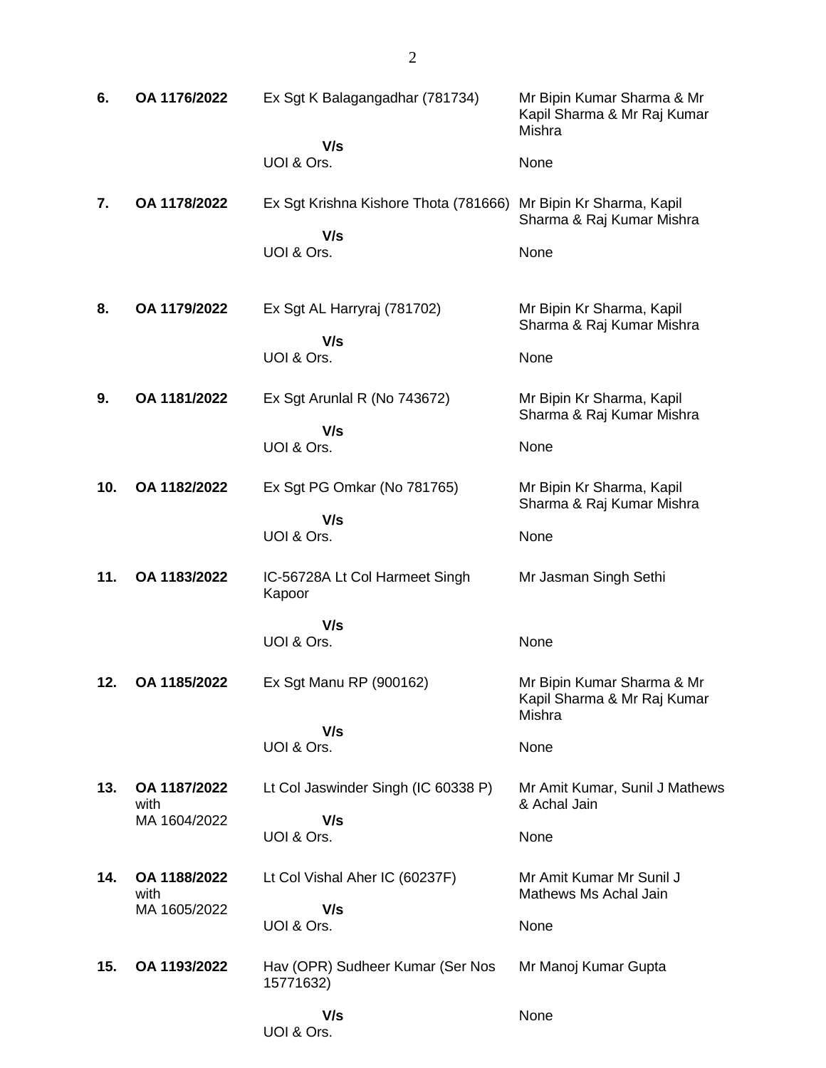| | | | |
|---|---|---|---|
| **6.** | **OA 1176/2022** | Ex Sgt K Balagangadhar (781734)<br>**V/s**<br>UOI & Ors. | Mr Bipin Kumar Sharma & Mr Kapil Sharma & Mr Raj Kumar Mishra<br><br>None |
| **7.** | **OA 1178/2022** | Ex Sgt Krishna Kishore Thota (781666)<br>**V/s**<br>UOI & Ors. | Mr Bipin Kr Sharma, Kapil Sharma & Raj Kumar Mishra<br><br>None |
| **8.** | **OA 1179/2022** | Ex Sgt AL Harryraj (781702)<br>**V/s**<br>UOI & Ors. | Mr Bipin Kr Sharma, Kapil Sharma & Raj Kumar Mishra<br><br>None |
| **9.** | **OA 1181/2022** | Ex Sgt Arunlal R (No 743672)<br>**V/s**<br>UOI & Ors. | Mr Bipin Kr Sharma, Kapil Sharma & Raj Kumar Mishra<br><br>None |
| **10.** | **OA 1182/2022** | Ex Sgt PG Omkar (No 781765)<br>**V/s**<br>UOI & Ors. | Mr Bipin Kr Sharma, Kapil Sharma & Raj Kumar Mishra<br><br>None |
| **11.** | **OA 1183/2022** | IC-56728A Lt Col Harmeet Singh Kapoor<br>**V/s**<br>UOI & Ors. | Mr Jasman Singh Sethi<br><br>None |
| **12.** | **OA 1185/2022** | Ex Sgt Manu RP (900162)<br>**V/s**<br>UOI & Ors. | Mr Bipin Kumar Sharma & Mr Kapil Sharma & Mr Raj Kumar Mishra<br><br>None |
| **13.** | **OA 1187/2022** with MA 1604/2022 | Lt Col Jaswinder Singh (IC 60338 P)<br>**V/s**<br>UOI & Ors. | Mr Amit Kumar, Sunil J Mathews & Achal Jain<br><br>None |
| **14.** | **OA 1188/2022** with MA 1605/2022 | Lt Col Vishal Aher IC (60237F)<br>**V/s**<br>UOI & Ors. | Mr Amit Kumar Mr Sunil J Mathews Ms Achal Jain<br><br>None |
| **15.** | **OA 1193/2022** | Hav (OPR) Sudheer Kumar (Ser Nos 15771632)<br>**V/s**<br>UOI & Ors. | Mr Manoj Kumar Gupta<br><br>None |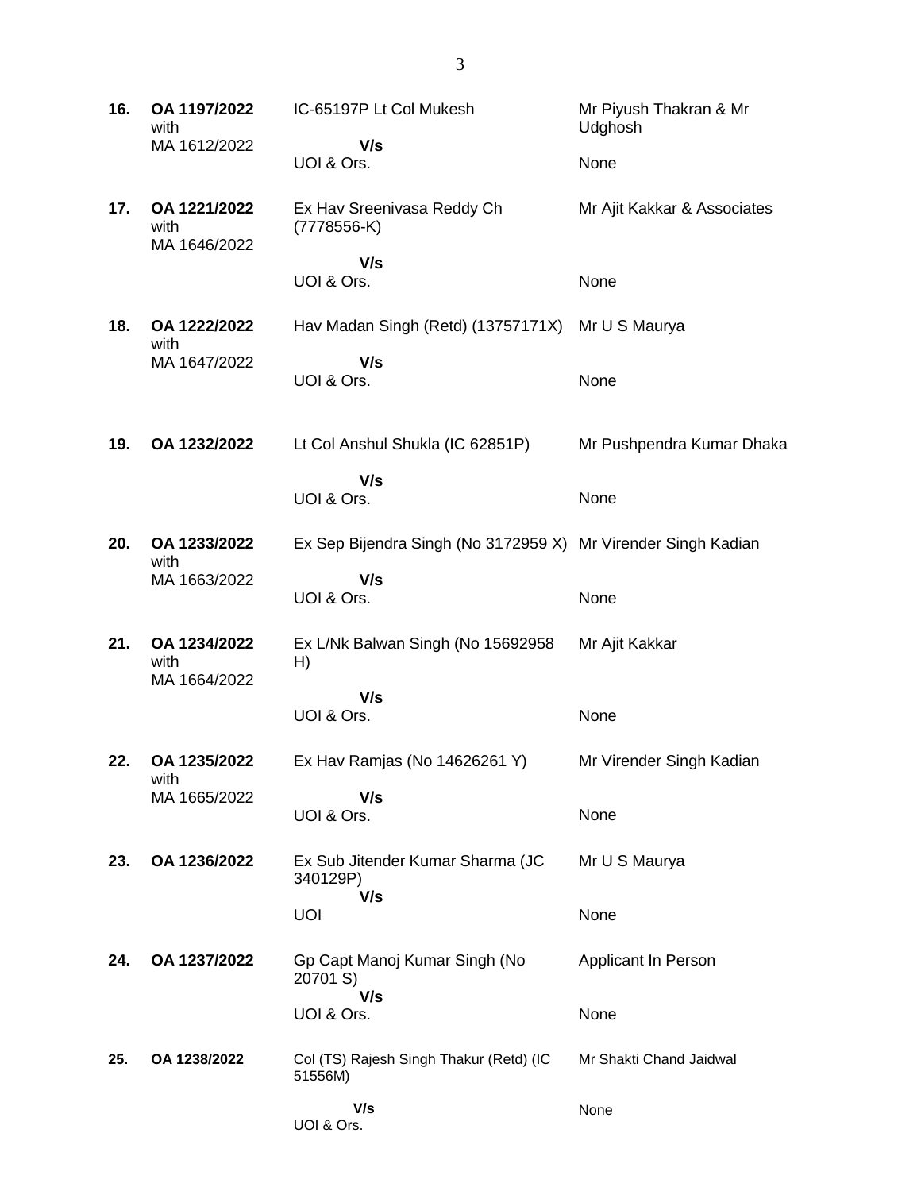| | | | |
|---|---|---|---|
| **16.** | **OA 1197/2022** with MA 1612/2022 | IC-65197P Lt Col Mukesh<br>**V/s**<br>UOI & Ors. | Mr Piyush Thakran & Mr Udghosh<br><br>None |
| **17.** | **OA 1221/2022** with MA 1646/2022 | Ex Hav Sreenivasa Reddy Ch (7778556-K)<br>**V/s**<br>UOI & Ors. | Mr Ajit Kakkar & Associates<br><br>None |
| **18.** | **OA 1222/2022** with MA 1647/2022 | Hav Madan Singh (Retd) (13757171X)<br>**V/s**<br>UOI & Ors. | Mr U S Maurya<br><br>None |
| **19.** | **OA 1232/2022** | Lt Col Anshul Shukla (IC 62851P)<br>**V/s**<br>UOI & Ors. | Mr Pushpendra Kumar Dhaka<br><br>None |
| **20.** | **OA 1233/2022** with MA 1663/2022 | Ex Sep Bijendra Singh (No 3172959 X)<br>**V/s**<br>UOI & Ors. | Mr Virender Singh Kadian<br><br>None |
| **21.** | **OA 1234/2022** with MA 1664/2022 | Ex L/Nk Balwan Singh (No 15692958 H)<br>**V/s**<br>UOI & Ors. | Mr Ajit Kakkar<br><br>None |
| **22.** | **OA 1235/2022** with MA 1665/2022 | Ex Hav Ramjas (No 14626261 Y)<br>**V/s**<br>UOI & Ors. | Mr Virender Singh Kadian<br><br>None |
| **23.** | **OA 1236/2022** | Ex Sub Jitender Kumar Sharma (JC 340129P)<br>**V/s**<br>UOI | Mr U S Maurya<br><br>None |
| **24.** | **OA 1237/2022** | Gp Capt Manoj Kumar Singh (No 20701 S)<br>**V/s**<br>UOI & Ors. | Applicant In Person<br><br>None |
| **25.** | **OA 1238/2022** | Col (TS) Rajesh Singh Thakur (Retd) (IC 51556M)<br>**V/s**<br>UOI & Ors. | Mr Shakti Chand Jaidwal<br><br>None |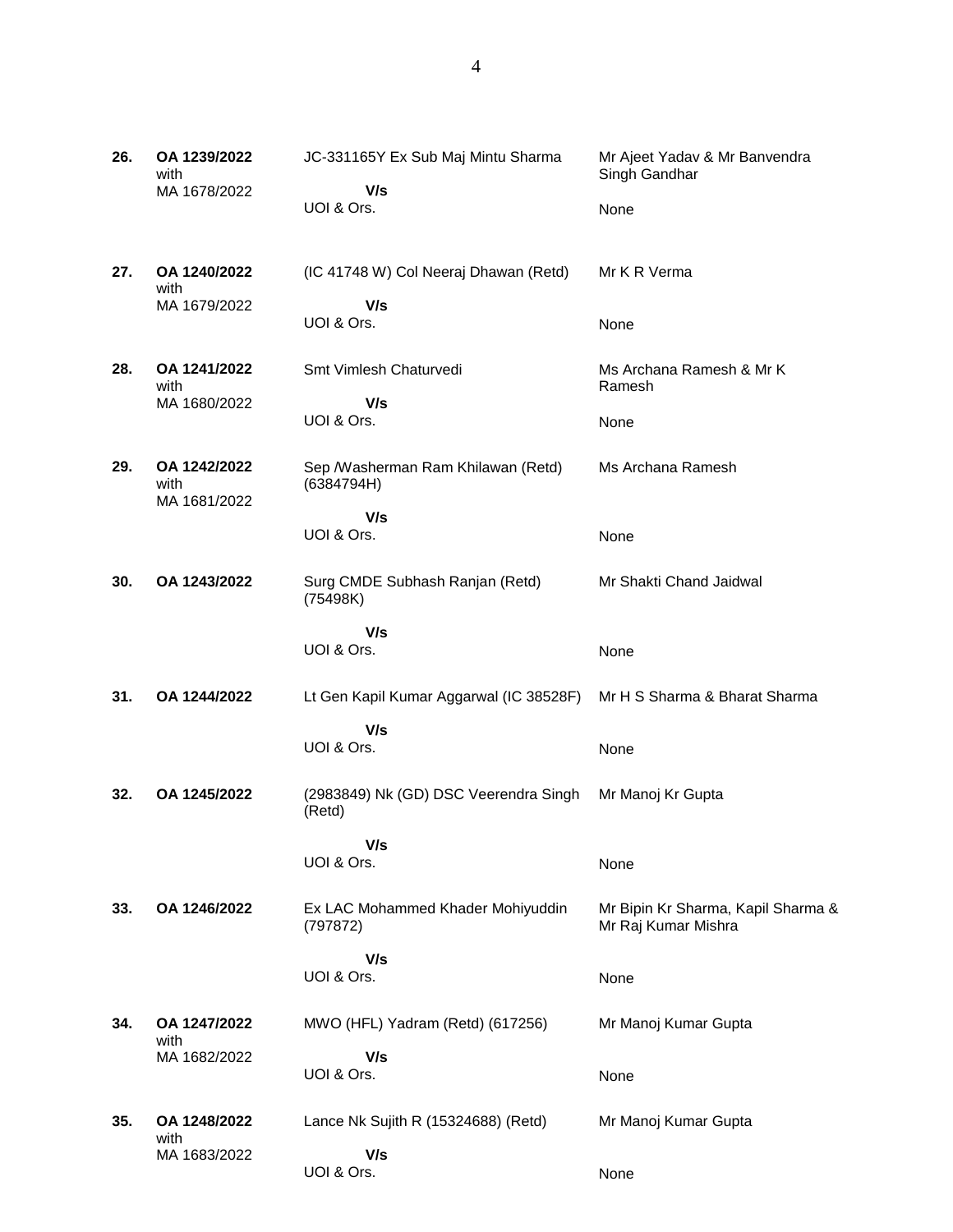| | | | |
|---|---|---|---|
| **26.** | **OA 1239/2022** with MA 1678/2022 | JC-331165Y Ex Sub Maj Mintu Sharma **V/s** UOI & Ors. | Mr Ajeet Yadav & Mr Banvendra Singh Gandhar<br>None |
| **27.** | **OA 1240/2022** with MA 1679/2022 | (IC 41748 W) Col Neeraj Dhawan (Retd) **V/s** UOI & Ors. | Mr K R Verma<br>None |
| **28.** | **OA 1241/2022** with MA 1680/2022 | Smt Vimlesh Chaturvedi **V/s** UOI & Ors. | Ms Archana Ramesh & Mr K Ramesh<br>None |
| **29.** | **OA 1242/2022** with MA 1681/2022 | Sep /Washerman Ram Khilawan (Retd) (6384794H) **V/s** UOI & Ors. | Ms Archana Ramesh<br>None |
| **30.** | **OA 1243/2022** | Surg CMDE Subhash Ranjan (Retd) (75498K) **V/s** UOI & Ors. | Mr Shakti Chand Jaidwal<br>None |
| **31.** | **OA 1244/2022** | Lt Gen Kapil Kumar Aggarwal (IC 38528F) **V/s** UOI & Ors. | Mr H S Sharma & Bharat Sharma<br>None |
| **32.** | **OA 1245/2022** | (2983849) Nk (GD) DSC Veerendra Singh (Retd) **V/s** UOI & Ors. | Mr Manoj Kr Gupta<br>None |
| **33.** | **OA 1246/2022** | Ex LAC Mohammed Khader Mohiyuddin (797872) **V/s** UOI & Ors. | Mr Bipin Kr Sharma, Kapil Sharma & Mr Raj Kumar Mishra<br>None |
| **34.** | **OA 1247/2022** with MA 1682/2022 | MWO (HFL) Yadram (Retd) (617256) **V/s** UOI & Ors. | Mr Manoj Kumar Gupta<br>None |
| **35.** | **OA 1248/2022** with MA 1683/2022 | Lance Nk Sujith R (15324688) (Retd) **V/s** UOI & Ors. | Mr Manoj Kumar Gupta<br>None |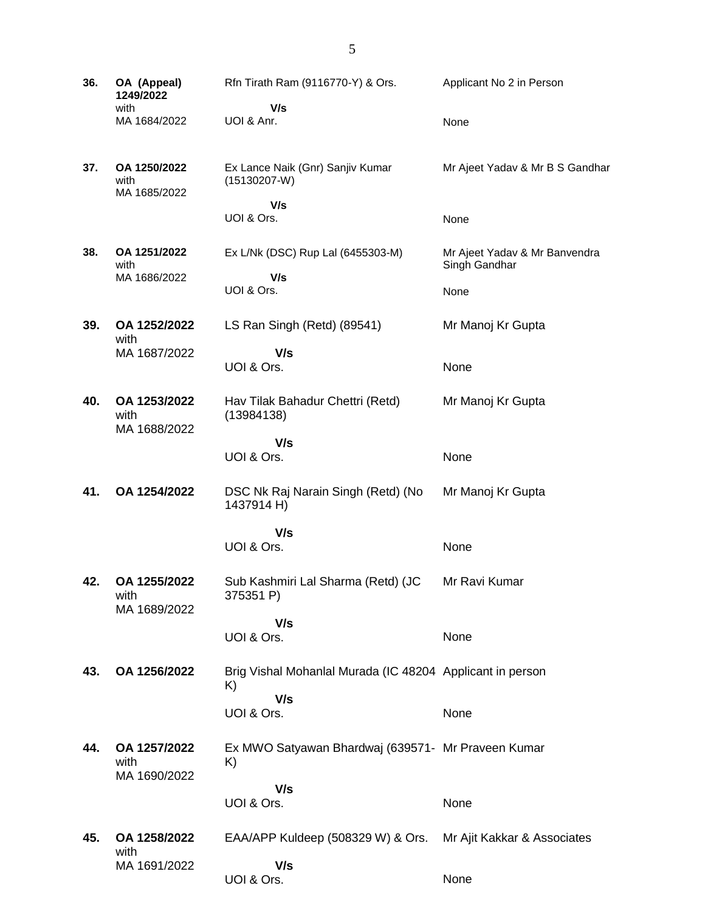| | | | |
|---|---|---|---|
| **36.** | **OA (Appeal) 1249/2022** with MA 1684/2022 | Rfn Tirath Ram (9116770-Y) & Ors. **V/s** UOI & Anr. | Applicant No 2 in Person<br><br>None |
| **37.** | **OA 1250/2022** with MA 1685/2022 | Ex Lance Naik (Gnr) Sanjiv Kumar (15130207-W) **V/s** UOI & Ors. | Mr Ajeet Yadav & Mr B S Gandhar<br><br>None |
| **38.** | **OA 1251/2022** with MA 1686/2022 | Ex L/Nk (DSC) Rup Lal (6455303-M) **V/s** UOI & Ors. | Mr Ajeet Yadav & Mr Banvendra Singh Gandhar<br><br>None |
| **39.** | **OA 1252/2022** with MA 1687/2022 | LS Ran Singh (Retd) (89541) **V/s** UOI & Ors. | Mr Manoj Kr Gupta<br><br>None |
| **40.** | **OA 1253/2022** with MA 1688/2022 | Hav Tilak Bahadur Chettri (Retd) (13984138) **V/s** UOI & Ors. | Mr Manoj Kr Gupta<br><br>None |
| **41.** | **OA 1254/2022** | DSC Nk Raj Narain Singh (Retd) (No 1437914 H) **V/s** UOI & Ors. | Mr Manoj Kr Gupta<br><br>None |
| **42.** | **OA 1255/2022** with MA 1689/2022 | Sub Kashmiri Lal Sharma (Retd) (JC 375351 P) **V/s** UOI & Ors. | Mr Ravi Kumar<br><br>None |
| **43.** | **OA 1256/2022** | Brig Vishal Mohanlal Murada (IC 48204 K) **V/s** UOI & Ors. | Applicant in person<br><br>None |
| **44.** | **OA 1257/2022** with MA 1690/2022 | Ex MWO Satyawan Bhardwaj (639571-K) **V/s** UOI & Ors. | Mr Praveen Kumar<br><br>None |
| **45.** | **OA 1258/2022** with MA 1691/2022 | EAA/APP Kuldeep (508329 W) & Ors. **V/s** UOI & Ors. | Mr Ajit Kakkar & Associates<br><br>None |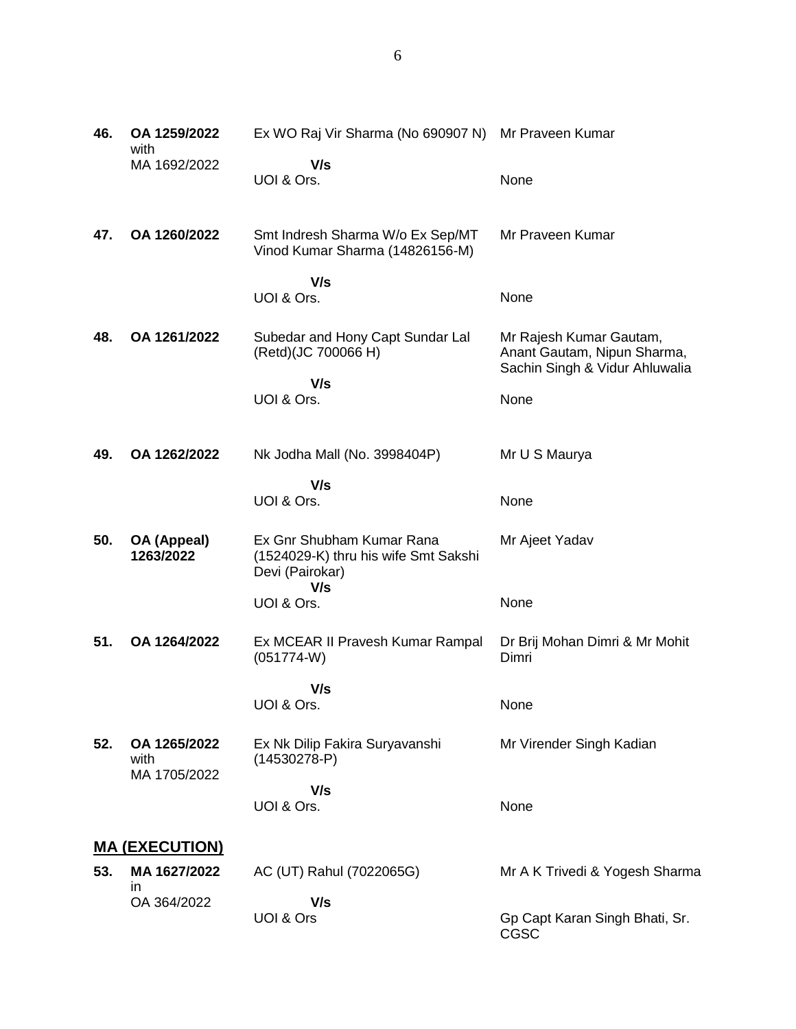| | | | |
|---|---|---|---|
| **46.** | **OA 1259/2022** with MA 1692/2022 | Ex WO Raj Vir Sharma (No 690907 N)<br>**V/s**<br>UOI & Ors. | Mr Praveen Kumar<br><br>None |
| **47.** | **OA 1260/2022** | Smt Indresh Sharma W/o Ex Sep/MT Vinod Kumar Sharma (14826156-M)<br>**V/s**<br>UOI & Ors. | Mr Praveen Kumar<br><br>None |
| **48.** | **OA 1261/2022** | Subedar and Hony Capt Sundar Lal (Retd)(JC 700066 H)<br>**V/s**<br>UOI & Ors. | Mr Rajesh Kumar Gautam, Anant Gautam, Nipun Sharma, Sachin Singh & Vidur Ahluwalia<br><br>None |
| **49.** | **OA 1262/2022** | Nk Jodha Mall (No. 3998404P)<br>**V/s**<br>UOI & Ors. | Mr U S Maurya<br><br>None |
| **50.** | **OA (Appeal) 1263/2022** | Ex Gnr Shubham Kumar Rana (1524029-K) thru his wife Smt Sakshi Devi (Pairokar)<br>**V/s**<br>UOI & Ors. | Mr Ajeet Yadav<br><br>None |
| **51.** | **OA 1264/2022** | Ex MCEAR II Pravesh Kumar Rampal (051774-W)<br>**V/s**<br>UOI & Ors. | Dr Brij Mohan Dimri & Mr Mohit Dimri<br><br>None |
| **52.** | **OA 1265/2022** with MA 1705/2022 | Ex Nk Dilip Fakira Suryavanshi (14530278-P)<br>**V/s**<br>UOI & Ors. | Mr Virender Singh Kadian<br><br>None |

## **MA (EXECUTION)**

| | | | |
|---|---|---|---|
| **53.** | **MA 1627/2022** in OA 364/2022 | AC (UT) Rahul (7022065G)<br>**V/s**<br>UOI & Ors | Mr A K Trivedi & Yogesh Sharma<br><br>Gp Capt Karan Singh Bhati, Sr. CGSC |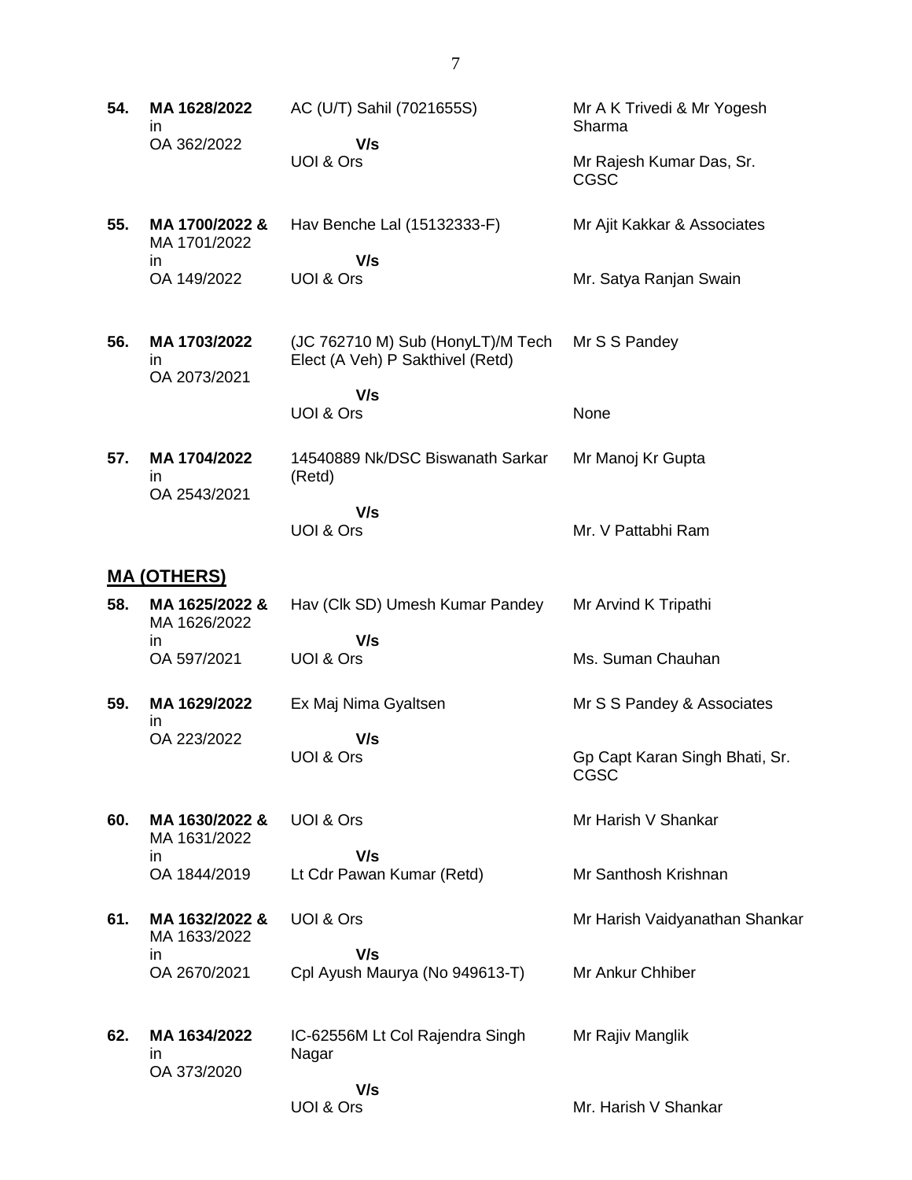| | | | |
|---|---|---|---|
| **54.** | **MA 1628/2022** in OA 362/2022 | AC (U/T) Sahil (7021655S) **V/s** UOI & Ors | Mr A K Trivedi & Mr Yogesh Sharma<br>Mr Rajesh Kumar Das, Sr. CGSC |
| **55.** | **MA 1700/2022 &** MA 1701/2022 in OA 149/2022 | Hav Benche Lal (15132333-F) **V/s** UOI & Ors | Mr Ajit Kakkar & Associates<br>Mr. Satya Ranjan Swain |
| **56.** | **MA 1703/2022** in OA 2073/2021 | (JC 762710 M) Sub (HonyLT)/M Tech Elect (A Veh) P Sakthivel (Retd) **V/s** UOI & Ors | Mr S S Pandey<br>None |
| **57.** | **MA 1704/2022** in OA 2543/2021 | 14540889 Nk/DSC Biswanath Sarkar (Retd) **V/s** UOI & Ors | Mr Manoj Kr Gupta<br>Mr. V Pattabhi Ram |

## MA (OTHERS)

| | | | |
|---|---|---|---|
| **58.** | **MA 1625/2022 &** MA 1626/2022 in OA 597/2021 | Hav (Clk SD) Umesh Kumar Pandey **V/s** UOI & Ors | Mr Arvind K Tripathi<br>Ms. Suman Chauhan |
| **59.** | **MA 1629/2022** in OA 223/2022 | Ex Maj Nima Gyaltsen **V/s** UOI & Ors | Mr S S Pandey & Associates<br>Gp Capt Karan Singh Bhati, Sr. CGSC |
| **60.** | **MA 1630/2022 &** MA 1631/2022 in OA 1844/2019 | UOI & Ors **V/s** Lt Cdr Pawan Kumar (Retd) | Mr Harish V Shankar<br>Mr Santhosh Krishnan |
| **61.** | **MA 1632/2022 &** MA 1633/2022 in OA 2670/2021 | UOI & Ors **V/s** Cpl Ayush Maurya (No 949613-T) | Mr Harish Vaidyanathan Shankar<br>Mr Ankur Chhiber |
| **62.** | **MA 1634/2022** in OA 373/2020 | IC-62556M Lt Col Rajendra Singh Nagar **V/s** UOI & Ors | Mr Rajiv Manglik<br>Mr. Harish V Shankar |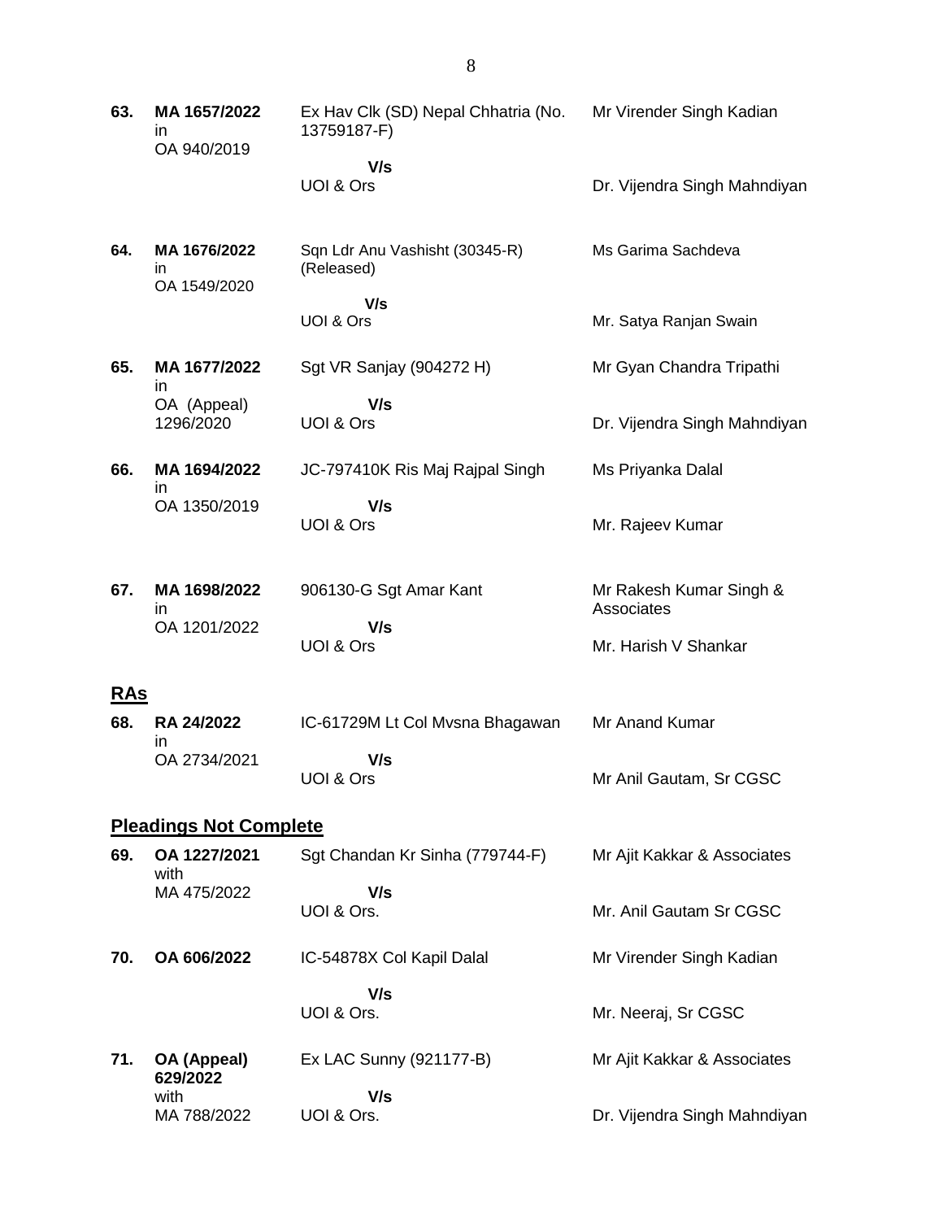| | | | |
|---|---|---|---|
| **63.** | **MA 1657/2022** in OA 940/2019 | Ex Hav Clk (SD) Nepal Chhatria (No. 13759187-F)<br>**V/s**<br>UOI & Ors | Mr Virender Singh Kadian<br><br>Dr. Vijendra Singh Mahndiyan |
| **64.** | **MA 1676/2022** in OA 1549/2020 | Sqn Ldr Anu Vashisht (30345-R) (Released)<br>**V/s**<br>UOI & Ors | Ms Garima Sachdeva<br><br>Mr. Satya Ranjan Swain |
| **65.** | **MA 1677/2022** in OA (Appeal) 1296/2020 | Sgt VR Sanjay (904272 H)<br>**V/s**<br>UOI & Ors | Mr Gyan Chandra Tripathi<br><br>Dr. Vijendra Singh Mahndiyan |
| **66.** | **MA 1694/2022** in OA 1350/2019 | JC-797410K Ris Maj Rajpal Singh<br>**V/s**<br>UOI & Ors | Ms Priyanka Dalal<br><br>Mr. Rajeev Kumar |
| **67.** | **MA 1698/2022** in OA 1201/2022 | 906130-G Sgt Amar Kant<br>**V/s**<br>UOI & Ors | Mr Rakesh Kumar Singh & Associates<br><br>Mr. Harish V Shankar |

## RAs

| | | | |
|---|---|---|---|
| **68.** | **RA 24/2022** in OA 2734/2021 | IC-61729M Lt Col Mvsna Bhagawan<br>**V/s**<br>UOI & Ors | Mr Anand Kumar<br><br>Mr Anil Gautam, Sr CGSC |

## Pleadings Not Complete

| | | | |
|---|---|---|---|
| **69.** | **OA 1227/2021** with MA 475/2022 | Sgt Chandan Kr Sinha (779744-F)<br>**V/s**<br>UOI & Ors. | Mr Ajit Kakkar & Associates<br><br>Mr. Anil Gautam Sr CGSC |
| **70.** | **OA 606/2022** | IC-54878X Col Kapil Dalal<br>**V/s**<br>UOI & Ors. | Mr Virender Singh Kadian<br><br>Mr. Neeraj, Sr CGSC |
| **71.** | **OA (Appeal) 629/2022** with MA 788/2022 | Ex LAC Sunny (921177-B)<br>**V/s**<br>UOI & Ors. | Mr Ajit Kakkar & Associates<br><br>Dr. Vijendra Singh Mahndiyan |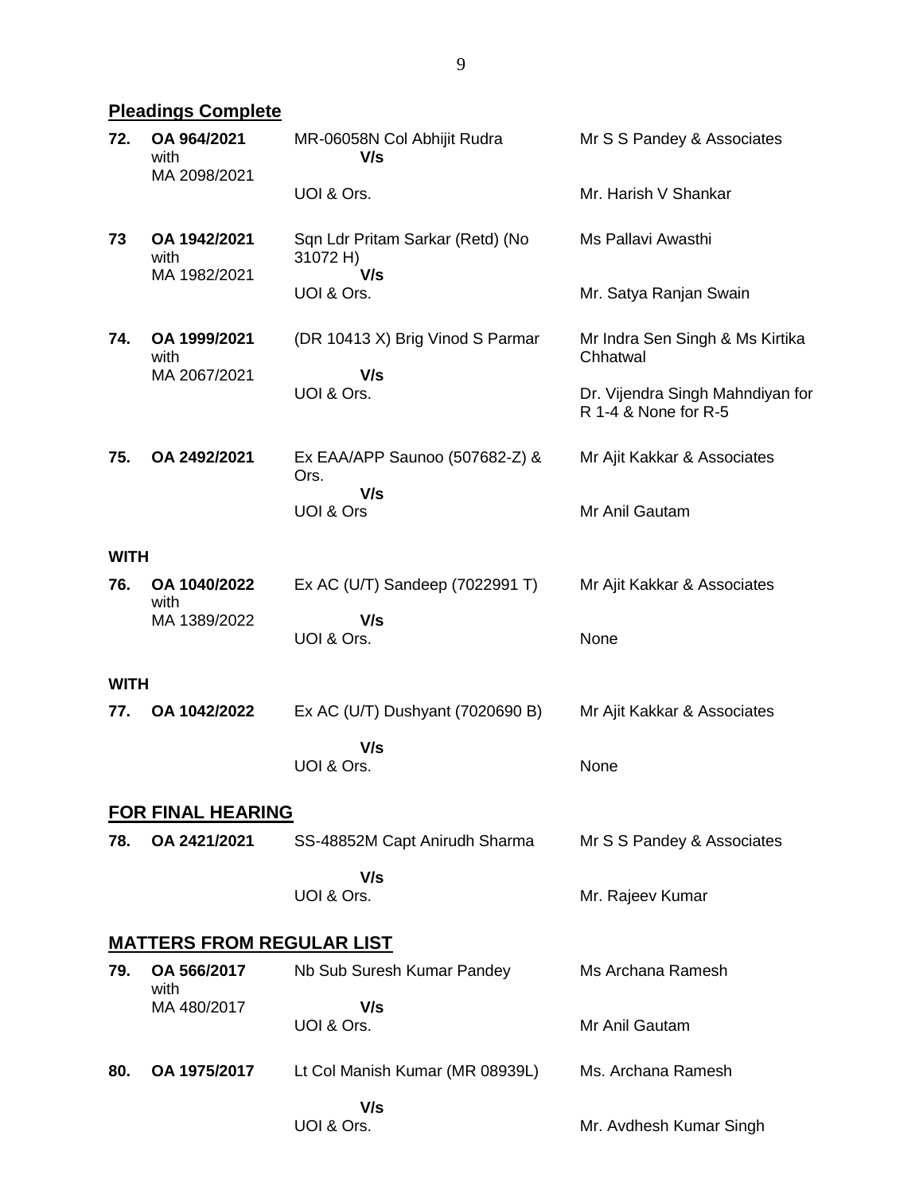## Pleadings Complete

| No. | Case No. | Parties | Counsel |
|---|---|---|---|
| 72. | OA 964/2021 with MA 2098/2021 | MR-06058N Col Abhijit Rudra V/s UOI & Ors. | Mr S S Pandey & Associates<br>Mr. Harish V Shankar |
| 73 | OA 1942/2021 with MA 1982/2021 | Sqn Ldr Pritam Sarkar (Retd) (No 31072 H) V/s UOI & Ors. | Ms Pallavi Awasthi<br>Mr. Satya Ranjan Swain |
| 74. | OA 1999/2021 with MA 2067/2021 | (DR 10413 X) Brig Vinod S Parmar V/s UOI & Ors. | Mr Indra Sen Singh & Ms Kirtika Chhatwal<br>Dr. Vijendra Singh Mahndiyan for R 1-4 & None for R-5 |
| 75. | OA 2492/2021 | Ex EAA/APP Saunoo (507682-Z) & Ors. V/s UOI & Ors | Mr Ajit Kakkar & Associates<br>Mr Anil Gautam |

**WITH**

| No. | Case No. | Parties | Counsel |
|---|---|---|---|
| 76. | OA 1040/2022 with MA 1389/2022 | Ex AC (U/T) Sandeep (7022991 T) V/s UOI & Ors. | Mr Ajit Kakkar & Associates<br>None |

**WITH**

| No. | Case No. | Parties | Counsel |
|---|---|---|---|
| 77. | OA 1042/2022 | Ex AC (U/T) Dushyant (7020690 B) V/s UOI & Ors. | Mr Ajit Kakkar & Associates<br>None |

## FOR FINAL HEARING

| No. | Case No. | Parties | Counsel |
|---|---|---|---|
| 78. | OA 2421/2021 | SS-48852M Capt Anirudh Sharma V/s UOI & Ors. | Mr S S Pandey & Associates<br>Mr. Rajeev Kumar |

## MATTERS FROM REGULAR LIST

| No. | Case No. | Parties | Counsel |
|---|---|---|---|
| 79. | OA 566/2017 with MA 480/2017 | Nb Sub Suresh Kumar Pandey V/s UOI & Ors. | Ms Archana Ramesh<br>Mr Anil Gautam |
| 80. | OA 1975/2017 | Lt Col Manish Kumar (MR 08939L) V/s UOI & Ors. | Ms. Archana Ramesh<br>Mr. Avdhesh Kumar Singh |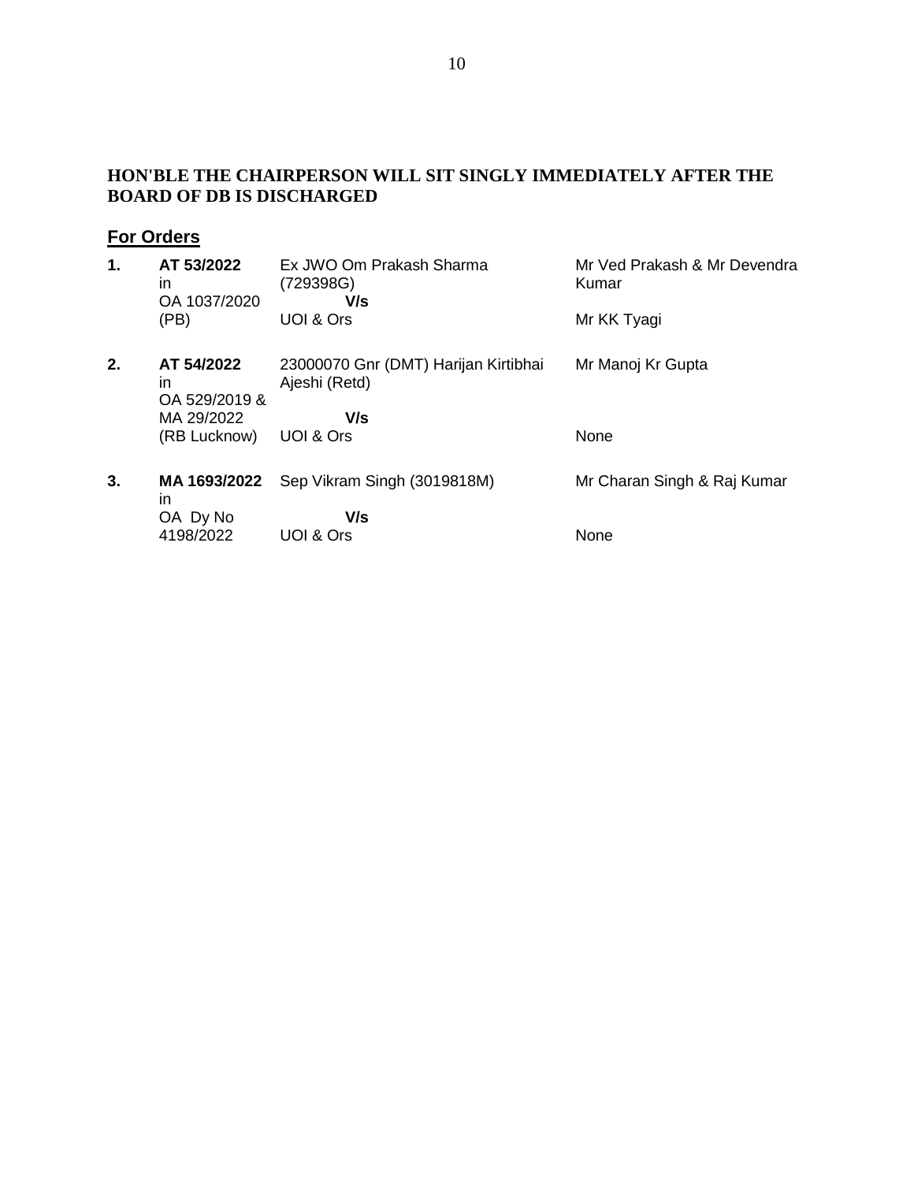**HON'BLE THE CHAIRPERSON WILL SIT SINGLY IMMEDIATELY AFTER THE BOARD OF DB IS DISCHARGED**

## For Orders

| | | | |
|---|---|---|---|
| **1.** | **AT 53/2022** in OA 1037/2020 (PB) | Ex JWO Om Prakash Sharma (729398G) **V/s** UOI & Ors | Mr Ved Prakash & Mr Devendra Kumar<br><br>Mr KK Tyagi |
| **2.** | **AT 54/2022** in OA 529/2019 & MA 29/2022 (RB Lucknow) | 23000070 Gnr (DMT) Harijan Kirtibhai Ajeshi (Retd) **V/s** UOI & Ors | Mr Manoj Kr Gupta<br><br>None |
| **3.** | **MA 1693/2022** in OA Dy No 4198/2022 | Sep Vikram Singh (3019818M) **V/s** UOI & Ors | Mr Charan Singh & Raj Kumar<br><br>None |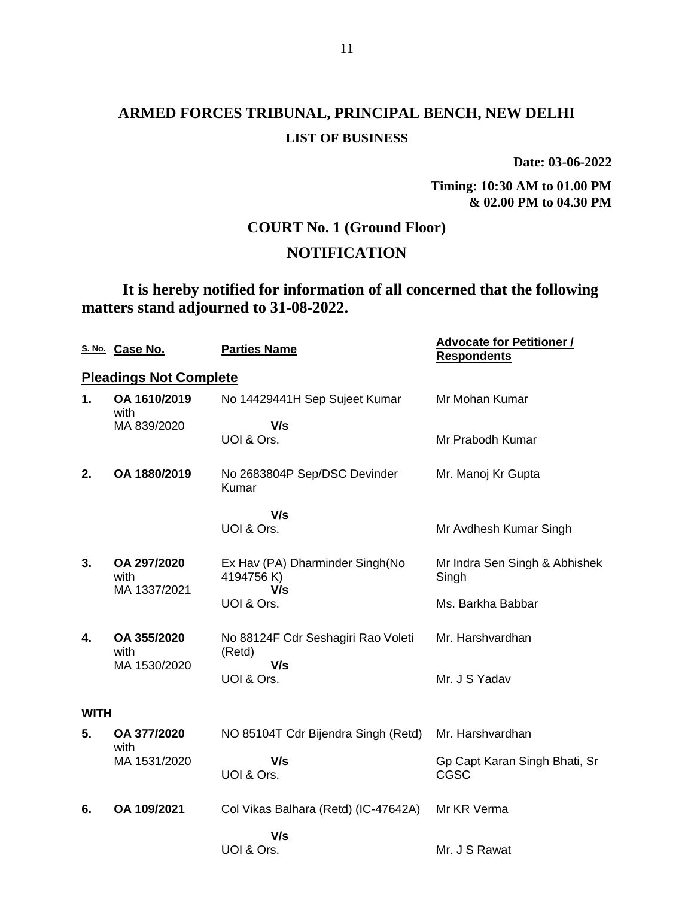# ARMED FORCES TRIBUNAL, PRINCIPAL BENCH, NEW DELHI

**LIST OF BUSINESS**

**Date: 03-06-2022**

**Timing: 10:30 AM to 01.00 PM & 02.00 PM to 04.30 PM**

## COURT No. 1 (Ground Floor)

## NOTIFICATION

**It is hereby notified for information of all concerned that the following matters stand adjourned to 31-08-2022.**

| S. No. | Case No. | Parties Name | Advocate for Petitioner / Respondents |
|---|---|---|---|
| **Pleadings Not Complete** | | | |
| **1.** | **OA 1610/2019** with MA 839/2020 | No 14429441H Sep Sujeet Kumar **V/s** UOI & Ors. | Mr Mohan Kumar<br>Mr Prabodh Kumar |
| **2.** | **OA 1880/2019** | No 2683804P Sep/DSC Devinder Kumar **V/s** UOI & Ors. | Mr. Manoj Kr Gupta<br>Mr Avdhesh Kumar Singh |
| **3.** | **OA 297/2020** with MA 1337/2021 | Ex Hav (PA) Dharminder Singh(No 4194756 K) **V/s** UOI & Ors. | Mr Indra Sen Singh & Abhishek Singh<br>Ms. Barkha Babbar |
| **4.** | **OA 355/2020** with MA 1530/2020 | No 88124F Cdr Seshagiri Rao Voleti (Retd) **V/s** UOI & Ors. | Mr. Harshvardhan<br>Mr. J S Yadav |
| **WITH** | | | |
| **5.** | **OA 377/2020** with MA 1531/2020 | NO 85104T Cdr Bijendra Singh (Retd) **V/s** UOI & Ors. | Mr. Harshvardhan<br>Gp Capt Karan Singh Bhati, Sr CGSC |
| **6.** | **OA 109/2021** | Col Vikas Balhara (Retd) (IC-47642A) **V/s** UOI & Ors. | Mr KR Verma<br>Mr. J S Rawat |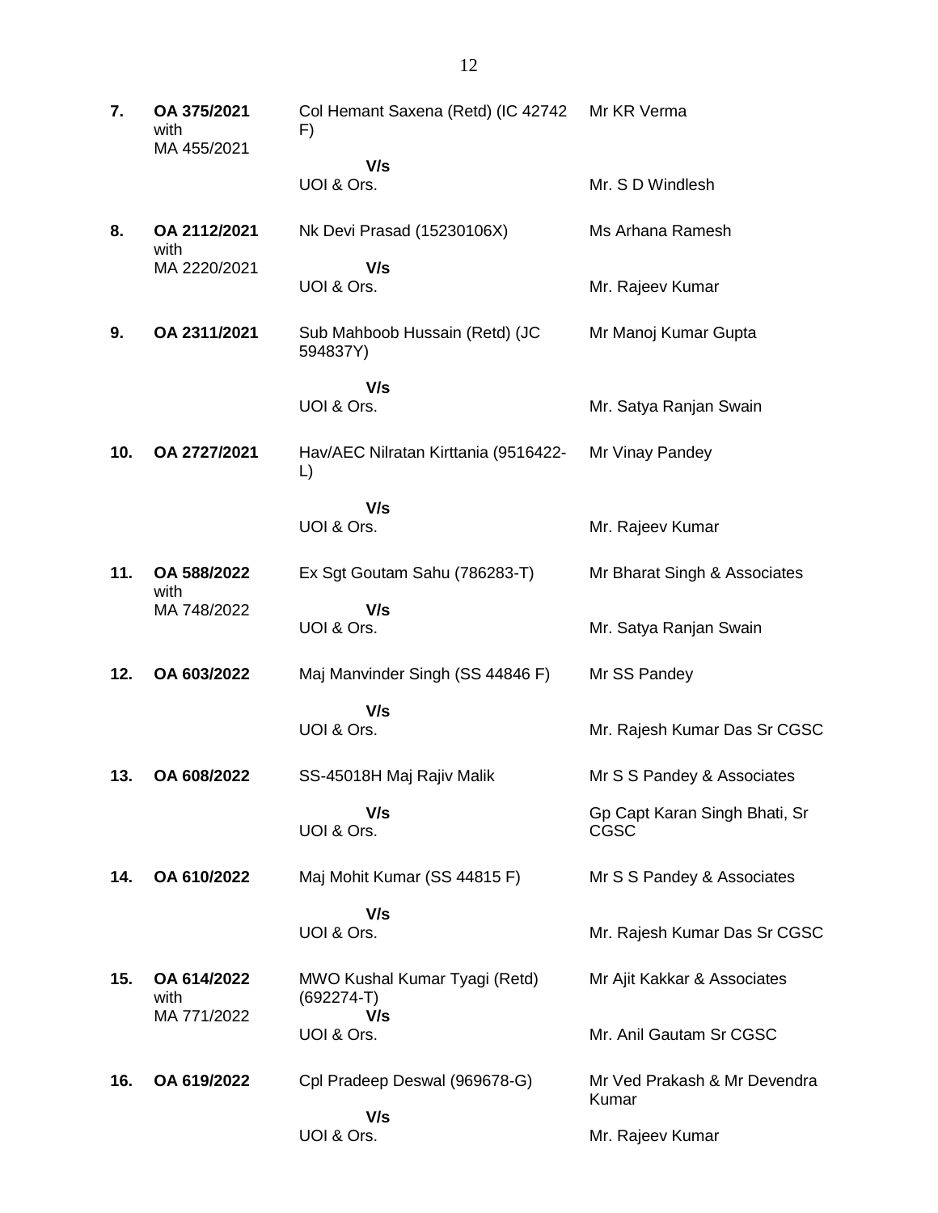| | | | |
|---|---|---|---|
| **7.** | **OA 375/2021** with MA 455/2021 | Col Hemant Saxena (Retd) (IC 42742 F) **V/s** UOI & Ors. | Mr KR Verma<br><br>Mr. S D Windlesh |
| **8.** | **OA 2112/2021** with MA 2220/2021 | Nk Devi Prasad (15230106X) **V/s** UOI & Ors. | Ms Arhana Ramesh<br><br>Mr. Rajeev Kumar |
| **9.** | **OA 2311/2021** | Sub Mahboob Hussain (Retd) (JC 594837Y) **V/s** UOI & Ors. | Mr Manoj Kumar Gupta<br><br>Mr. Satya Ranjan Swain |
| **10.** | **OA 2727/2021** | Hav/AEC Nilratan Kirttania (9516422-L) **V/s** UOI & Ors. | Mr Vinay Pandey<br><br>Mr. Rajeev Kumar |
| **11.** | **OA 588/2022** with MA 748/2022 | Ex Sgt Goutam Sahu (786283-T) **V/s** UOI & Ors. | Mr Bharat Singh & Associates<br><br>Mr. Satya Ranjan Swain |
| **12.** | **OA 603/2022** | Maj Manvinder Singh (SS 44846 F) **V/s** UOI & Ors. | Mr SS Pandey<br><br>Mr. Rajesh Kumar Das Sr CGSC |
| **13.** | **OA 608/2022** | SS-45018H Maj Rajiv Malik **V/s** UOI & Ors. | Mr S S Pandey & Associates<br><br>Gp Capt Karan Singh Bhati, Sr CGSC |
| **14.** | **OA 610/2022** | Maj Mohit Kumar (SS 44815 F) **V/s** UOI & Ors. | Mr S S Pandey & Associates<br><br>Mr. Rajesh Kumar Das Sr CGSC |
| **15.** | **OA 614/2022** with MA 771/2022 | MWO Kushal Kumar Tyagi (Retd) (692274-T) **V/s** UOI & Ors. | Mr Ajit Kakkar & Associates<br><br>Mr. Anil Gautam Sr CGSC |
| **16.** | **OA 619/2022** | Cpl Pradeep Deswal (969678-G) **V/s** UOI & Ors. | Mr Ved Prakash & Mr Devendra Kumar<br><br>Mr. Rajeev Kumar |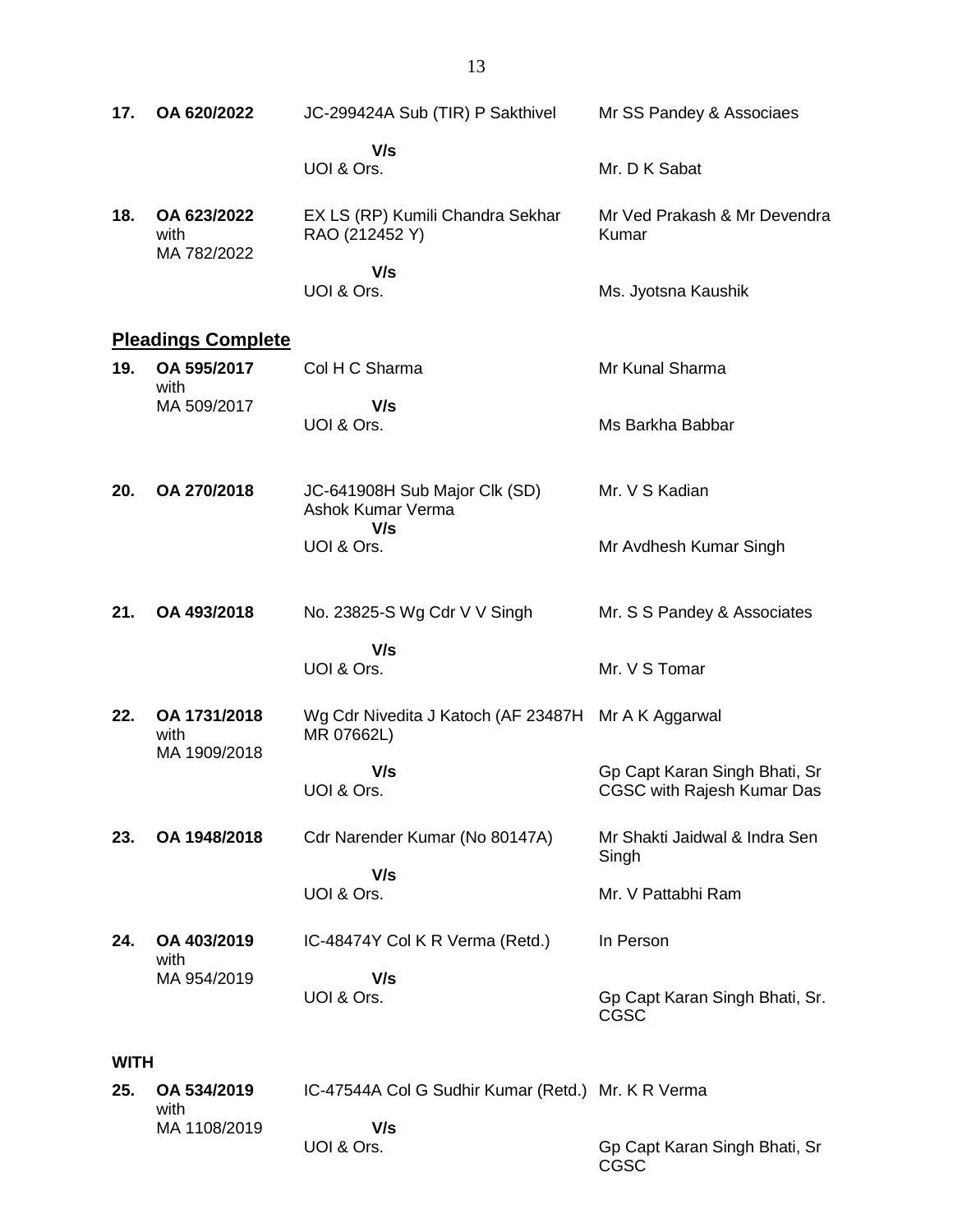| No. | Case No. | Parties | Counsel |
|---|---|---|---|
| 17. | **OA 620/2022** | JC-299424A Sub (TIR) P Sakthivel | Mr SS Pandey & Associaes |
| | | **V/s** | |
| | | UOI & Ors. | Mr. D K Sabat |
| 18. | **OA 623/2022** with MA 782/2022 | EX LS (RP) Kumili Chandra Sekhar RAO (212452 Y) | Mr Ved Prakash & Mr Devendra Kumar |
| | | **V/s** | |
| | | UOI & Ors. | Ms. Jyotsna Kaushik |

## **Pleadings Complete**

| No. | Case No. | Parties | Counsel |
|---|---|---|---|
| 19. | **OA 595/2017** with MA 509/2017 | Col H C Sharma | Mr Kunal Sharma |
| | | **V/s** | |
| | | UOI & Ors. | Ms Barkha Babbar |
| 20. | **OA 270/2018** | JC-641908H Sub Major Clk (SD) Ashok Kumar Verma | Mr. V S Kadian |
| | | **V/s** | |
| | | UOI & Ors. | Mr Avdhesh Kumar Singh |
| 21. | **OA 493/2018** | No. 23825-S Wg Cdr V V Singh | Mr. S S Pandey & Associates |
| | | **V/s** | |
| | | UOI & Ors. | Mr. V S Tomar |
| 22. | **OA 1731/2018** with MA 1909/2018 | Wg Cdr Nivedita J Katoch (AF 23487H MR 07662L) | Mr A K Aggarwal |
| | | **V/s** | |
| | | UOI & Ors. | Gp Capt Karan Singh Bhati, Sr CGSC with Rajesh Kumar Das |
| 23. | **OA 1948/2018** | Cdr Narender Kumar (No 80147A) | Mr Shakti Jaidwal & Indra Sen Singh |
| | | **V/s** | |
| | | UOI & Ors. | Mr. V Pattabhi Ram |
| 24. | **OA 403/2019** with MA 954/2019 | IC-48474Y Col K R Verma (Retd.) | In Person |
| | | **V/s** | |
| | | UOI & Ors. | Gp Capt Karan Singh Bhati, Sr. CGSC |

**WITH**

| No. | Case No. | Parties | Counsel |
|---|---|---|---|
| 25. | **OA 534/2019** with MA 1108/2019 | IC-47544A Col G Sudhir Kumar (Retd.) | Mr. K R Verma |
| | | **V/s** | |
| | | UOI & Ors. | Gp Capt Karan Singh Bhati, Sr CGSC |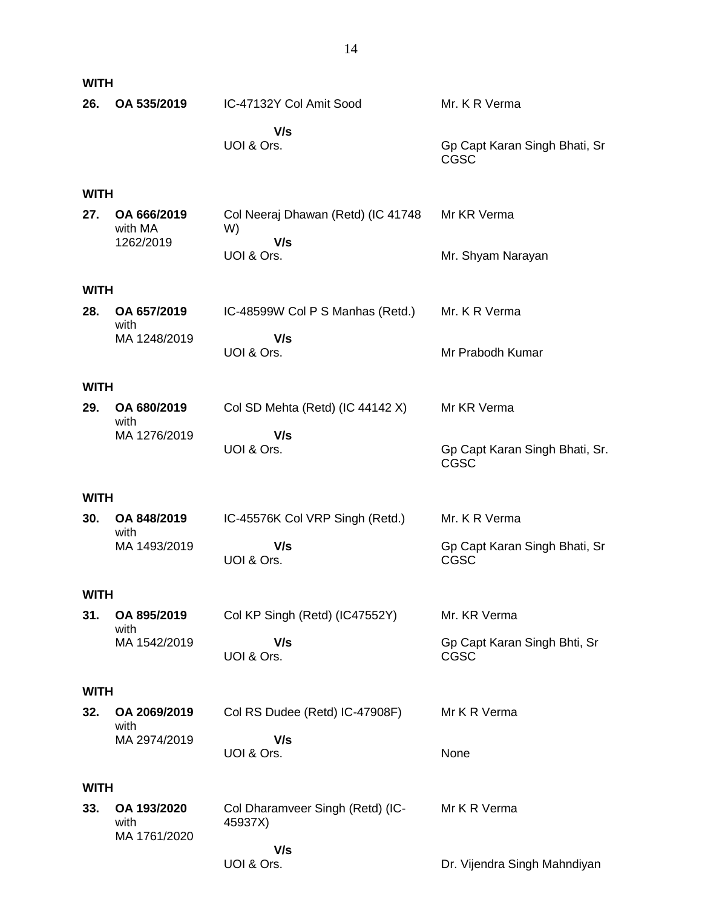**WITH**

| | | | |
|---|---|---|---|
| **26.** | **OA 535/2019** | IC-47132Y Col Amit Sood<br>**V/s**<br>UOI & Ors. | Mr. K R Verma<br><br>Gp Capt Karan Singh Bhati, Sr CGSC |

**WITH**

| | | | |
|---|---|---|---|
| **27.** | **OA 666/2019** with MA 1262/2019 | Col Neeraj Dhawan (Retd) (IC 41748 W)<br>**V/s**<br>UOI & Ors. | Mr KR Verma<br><br>Mr. Shyam Narayan |

**WITH**

| | | | |
|---|---|---|---|
| **28.** | **OA 657/2019** with MA 1248/2019 | IC-48599W Col P S Manhas (Retd.)<br>**V/s**<br>UOI & Ors. | Mr. K R Verma<br><br>Mr Prabodh Kumar |

**WITH**

| | | | |
|---|---|---|---|
| **29.** | **OA 680/2019** with MA 1276/2019 | Col SD Mehta (Retd) (IC 44142 X)<br>**V/s**<br>UOI & Ors. | Mr KR Verma<br><br>Gp Capt Karan Singh Bhati, Sr. CGSC |

**WITH**

| | | | |
|---|---|---|---|
| **30.** | **OA 848/2019** with MA 1493/2019 | IC-45576K Col VRP Singh (Retd.)<br>**V/s**<br>UOI & Ors. | Mr. K R Verma<br><br>Gp Capt Karan Singh Bhati, Sr CGSC |

**WITH**

| | | | |
|---|---|---|---|
| **31.** | **OA 895/2019** with MA 1542/2019 | Col KP Singh (Retd) (IC47552Y)<br>**V/s**<br>UOI & Ors. | Mr. KR Verma<br><br>Gp Capt Karan Singh Bhti, Sr CGSC |

**WITH**

| | | | |
|---|---|---|---|
| **32.** | **OA 2069/2019** with MA 2974/2019 | Col RS Dudee (Retd) IC-47908F)<br>**V/s**<br>UOI & Ors. | Mr K R Verma<br><br>None |

**WITH**

| | | | |
|---|---|---|---|
| **33.** | **OA 193/2020** with MA 1761/2020 | Col Dharamveer Singh (Retd) (IC-45937X)<br>**V/s**<br>UOI & Ors. | Mr K R Verma<br><br>Dr. Vijendra Singh Mahndiyan |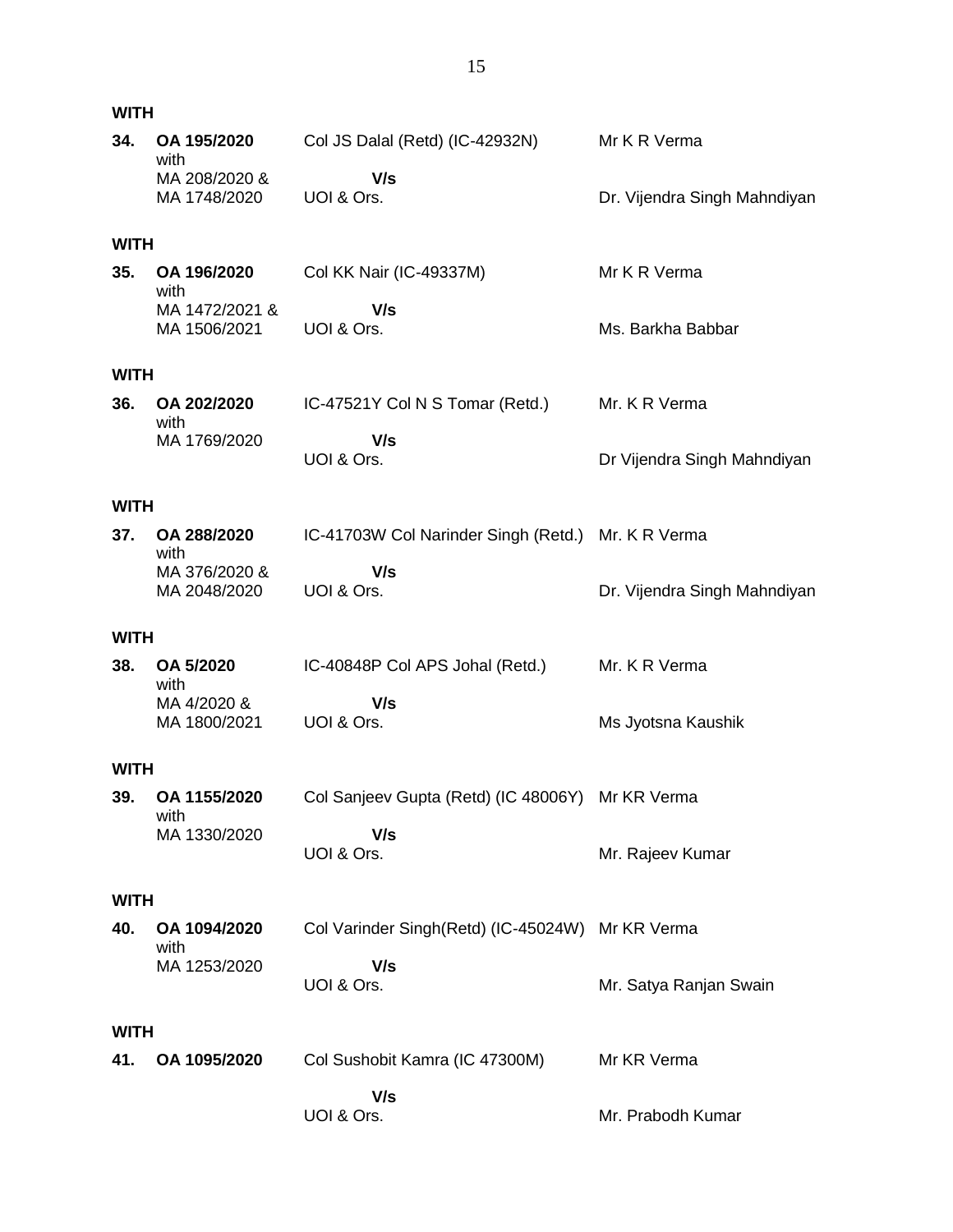**WITH**

| | | | |
|---|---|---|---|
| **34.** | **OA 195/2020** with MA 208/2020 & MA 1748/2020 | Col JS Dalal (Retd) (IC-42932N) **V/s** UOI & Ors. | Mr K R Verma Dr. Vijendra Singh Mahndiyan |

**WITH**

| | | | |
|---|---|---|---|
| **35.** | **OA 196/2020** with MA 1472/2021 & MA 1506/2021 | Col KK Nair (IC-49337M) **V/s** UOI & Ors. | Mr K R Verma Ms. Barkha Babbar |

**WITH**

| | | | |
|---|---|---|---|
| **36.** | **OA 202/2020** with MA 1769/2020 | IC-47521Y Col N S Tomar (Retd.) **V/s** UOI & Ors. | Mr. K R Verma Dr Vijendra Singh Mahndiyan |

**WITH**

| | | | |
|---|---|---|---|
| **37.** | **OA 288/2020** with MA 376/2020 & MA 2048/2020 | IC-41703W Col Narinder Singh (Retd.) **V/s** UOI & Ors. | Mr. K R Verma Dr. Vijendra Singh Mahndiyan |

**WITH**

| | | | |
|---|---|---|---|
| **38.** | **OA 5/2020** with MA 4/2020 & MA 1800/2021 | IC-40848P Col APS Johal (Retd.) **V/s** UOI & Ors. | Mr. K R Verma Ms Jyotsna Kaushik |

**WITH**

| | | | |
|---|---|---|---|
| **39.** | **OA 1155/2020** with MA 1330/2020 | Col Sanjeev Gupta (Retd) (IC 48006Y) **V/s** UOI & Ors. | Mr KR Verma Mr. Rajeev Kumar |

**WITH**

| | | | |
|---|---|---|---|
| **40.** | **OA 1094/2020** with MA 1253/2020 | Col Varinder Singh(Retd) (IC-45024W) **V/s** UOI & Ors. | Mr KR Verma Mr. Satya Ranjan Swain |

**WITH**

| | | | |
|---|---|---|---|
| **41.** | **OA 1095/2020** | Col Sushobit Kamra (IC 47300M) **V/s** UOI & Ors. | Mr KR Verma Mr. Prabodh Kumar |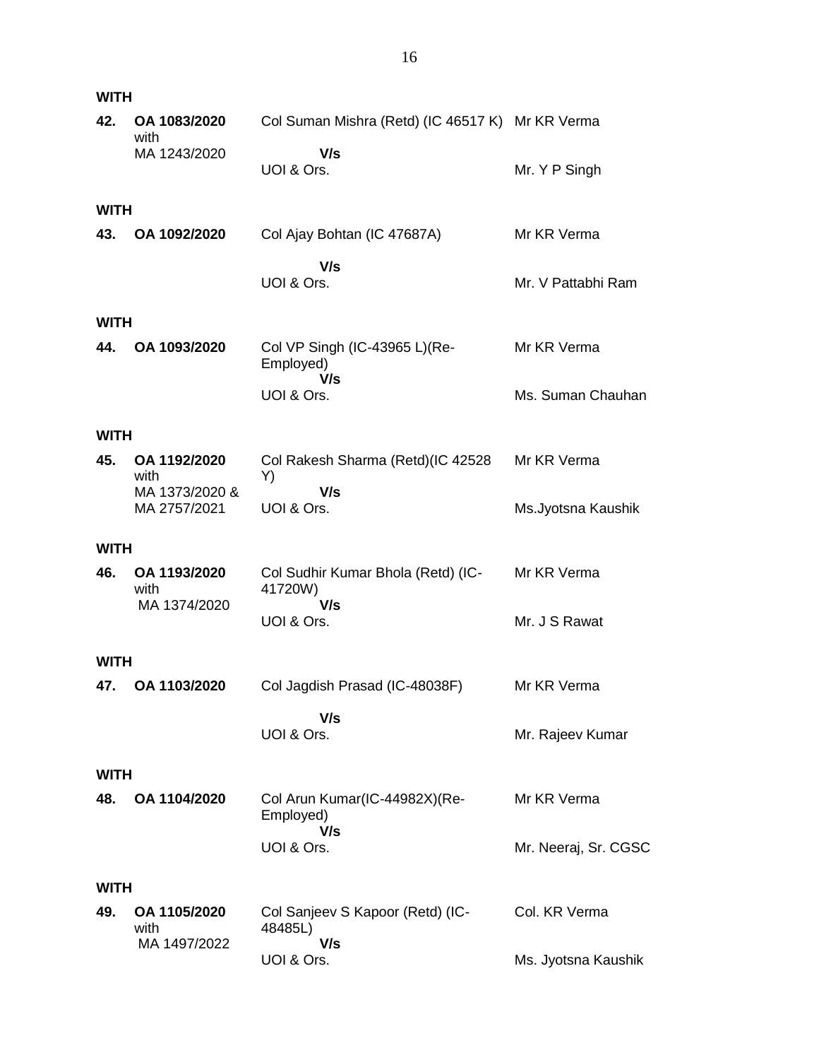**WITH**

| | | | |
|---|---|---|---|
| **42.** | **OA 1083/2020** with MA 1243/2020 | Col Suman Mishra (Retd) (IC 46517 K) **V/s** UOI & Ors. | Mr KR Verma<br>Mr. Y P Singh |

**WITH**

| | | | |
|---|---|---|---|
| **43.** | **OA 1092/2020** | Col Ajay Bohtan (IC 47687A) **V/s** UOI & Ors. | Mr KR Verma<br>Mr. V Pattabhi Ram |

**WITH**

| | | | |
|---|---|---|---|
| **44.** | **OA 1093/2020** | Col VP Singh (IC-43965 L)(Re-Employed) **V/s** UOI & Ors. | Mr KR Verma<br>Ms. Suman Chauhan |

**WITH**

| | | | |
|---|---|---|---|
| **45.** | **OA 1192/2020** with MA 1373/2020 & MA 2757/2021 | Col Rakesh Sharma (Retd)(IC 42528 Y) **V/s** UOI & Ors. | Mr KR Verma<br>Ms.Jyotsna Kaushik |

**WITH**

| | | | |
|---|---|---|---|
| **46.** | **OA 1193/2020** with MA 1374/2020 | Col Sudhir Kumar Bhola (Retd) (IC-41720W) **V/s** UOI & Ors. | Mr KR Verma<br>Mr. J S Rawat |

**WITH**

| | | | |
|---|---|---|---|
| **47.** | **OA 1103/2020** | Col Jagdish Prasad (IC-48038F) **V/s** UOI & Ors. | Mr KR Verma<br>Mr. Rajeev Kumar |

**WITH**

| | | | |
|---|---|---|---|
| **48.** | **OA 1104/2020** | Col Arun Kumar(IC-44982X)(Re-Employed) **V/s** UOI & Ors. | Mr KR Verma<br>Mr. Neeraj, Sr. CGSC |

**WITH**

| | | | |
|---|---|---|---|
| **49.** | **OA 1105/2020** with MA 1497/2022 | Col Sanjeev S Kapoor (Retd) (IC-48485L) **V/s** UOI & Ors. | Col. KR Verma<br>Ms. Jyotsna Kaushik |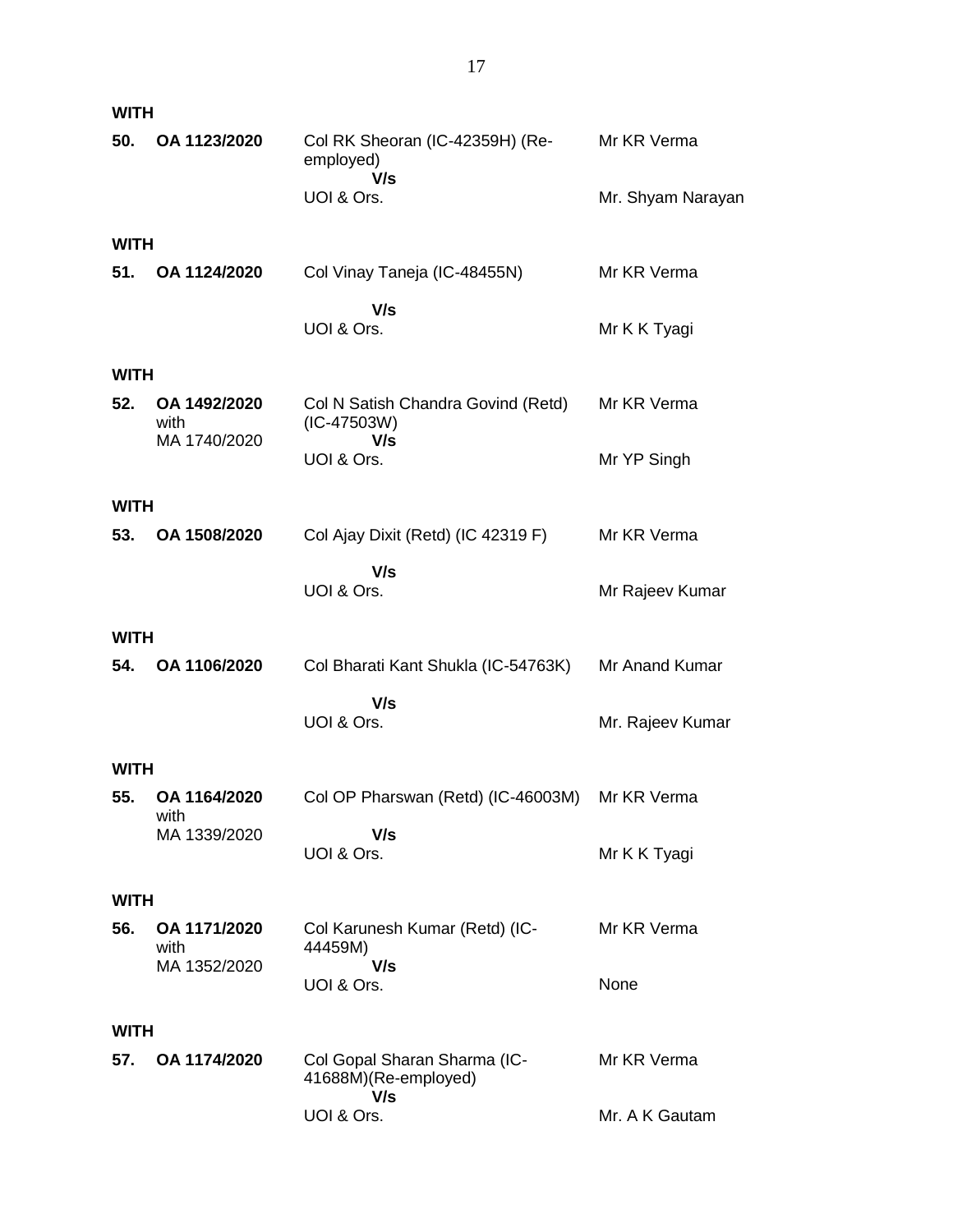**WITH**

| | | | |
|---|---|---|---|
| **50.** | **OA 1123/2020** | Col RK Sheoran (IC-42359H) (Re-employed) | Mr KR Verma |
| | | **V/s** | |
| | | UOI & Ors. | Mr. Shyam Narayan |

**WITH**

| | | | |
|---|---|---|---|
| **51.** | **OA 1124/2020** | Col Vinay Taneja (IC-48455N) | Mr KR Verma |
| | | **V/s** | |
| | | UOI & Ors. | Mr K K Tyagi |

**WITH**

| | | | |
|---|---|---|---|
| **52.** | **OA 1492/2020** with MA 1740/2020 | Col N Satish Chandra Govind (Retd) (IC-47503W) | Mr KR Verma |
| | | **V/s** | |
| | | UOI & Ors. | Mr YP Singh |

**WITH**

| | | | |
|---|---|---|---|
| **53.** | **OA 1508/2020** | Col Ajay Dixit (Retd) (IC 42319 F) | Mr KR Verma |
| | | **V/s** | |
| | | UOI & Ors. | Mr Rajeev Kumar |

**WITH**

| | | | |
|---|---|---|---|
| **54.** | **OA 1106/2020** | Col Bharati Kant Shukla (IC-54763K) | Mr Anand Kumar |
| | | **V/s** | |
| | | UOI & Ors. | Mr. Rajeev Kumar |

**WITH**

| | | | |
|---|---|---|---|
| **55.** | **OA 1164/2020** with MA 1339/2020 | Col OP Pharswan (Retd) (IC-46003M) | Mr KR Verma |
| | | **V/s** | |
| | | UOI & Ors. | Mr K K Tyagi |

**WITH**

| | | | |
|---|---|---|---|
| **56.** | **OA 1171/2020** with MA 1352/2020 | Col Karunesh Kumar (Retd) (IC-44459M) | Mr KR Verma |
| | | **V/s** | |
| | | UOI & Ors. | None |

**WITH**

| | | | |
|---|---|---|---|
| **57.** | **OA 1174/2020** | Col Gopal Sharan Sharma (IC-41688M)(Re-employed) | Mr KR Verma |
| | | **V/s** | |
| | | UOI & Ors. | Mr. A K Gautam |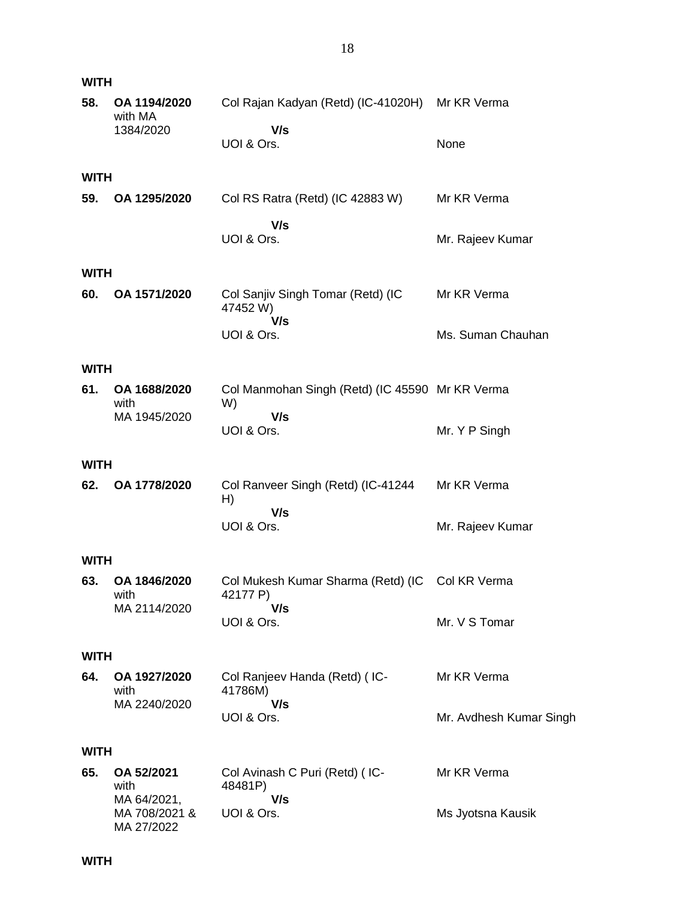**WITH**

| | | | |
|---|---|---|---|
| **58.** | **OA 1194/2020** with MA 1384/2020 | Col Rajan Kadyan (Retd) (IC-41020H) **V/s** UOI & Ors. | Mr KR Verma<br><br>None |

**WITH**

| | | | |
|---|---|---|---|
| **59.** | **OA 1295/2020** | Col RS Ratra (Retd) (IC 42883 W) **V/s** UOI & Ors. | Mr KR Verma<br><br>Mr. Rajeev Kumar |

**WITH**

| | | | |
|---|---|---|---|
| **60.** | **OA 1571/2020** | Col Sanjiv Singh Tomar (Retd) (IC 47452 W) **V/s** UOI & Ors. | Mr KR Verma<br><br>Ms. Suman Chauhan |

**WITH**

| | | | |
|---|---|---|---|
| **61.** | **OA 1688/2020** with MA 1945/2020 | Col Manmohan Singh (Retd) (IC 45590 W) **V/s** UOI & Ors. | Mr KR Verma<br><br>Mr. Y P Singh |

**WITH**

| | | | |
|---|---|---|---|
| **62.** | **OA 1778/2020** | Col Ranveer Singh (Retd) (IC-41244 H) **V/s** UOI & Ors. | Mr KR Verma<br><br>Mr. Rajeev Kumar |

**WITH**

| | | | |
|---|---|---|---|
| **63.** | **OA 1846/2020** with MA 2114/2020 | Col Mukesh Kumar Sharma (Retd) (IC 42177 P) **V/s** UOI & Ors. | Col KR Verma<br><br>Mr. V S Tomar |

**WITH**

| | | | |
|---|---|---|---|
| **64.** | **OA 1927/2020** with MA 2240/2020 | Col Ranjeev Handa (Retd) ( IC-41786M) **V/s** UOI & Ors. | Mr KR Verma<br><br>Mr. Avdhesh Kumar Singh |

**WITH**

| | | | |
|---|---|---|---|
| **65.** | **OA 52/2021** with MA 64/2021, MA 708/2021 & MA 27/2022 | Col Avinash C Puri (Retd) ( IC-48481P) **V/s** UOI & Ors. | Mr KR Verma<br><br>Ms Jyotsna Kausik |

**WITH**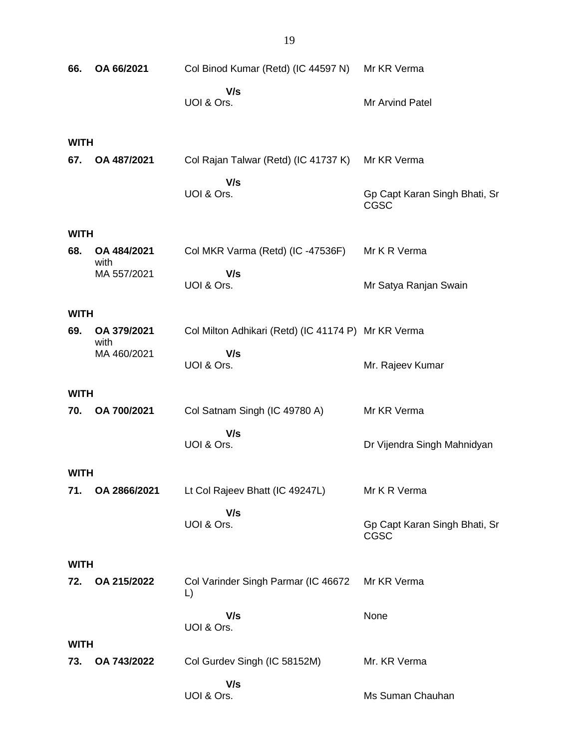**66.** **OA 66/2021** Col Binod Kumar (Retd) (IC 44597 N) Mr KR Verma

**V/s**
UOI & Ors. Mr Arvind Patel

**WITH**

**67.** **OA 487/2021** Col Rajan Talwar (Retd) (IC 41737 K) Mr KR Verma

**V/s**
UOI & Ors. Gp Capt Karan Singh Bhati, Sr CGSC

**WITH**

**68.** **OA 484/2021** with MA 557/2021 Col MKR Varma (Retd) (IC -47536F) Mr K R Verma

**V/s**
UOI & Ors. Mr Satya Ranjan Swain

**WITH**

**69.** **OA 379/2021** with MA 460/2021 Col Milton Adhikari (Retd) (IC 41174 P) Mr KR Verma

**V/s**
UOI & Ors. Mr. Rajeev Kumar

**WITH**

**70.** **OA 700/2021** Col Satnam Singh (IC 49780 A) Mr KR Verma

**V/s**
UOI & Ors. Dr Vijendra Singh Mahnidyan

**WITH**

**71.** **OA 2866/2021** Lt Col Rajeev Bhatt (IC 49247L) Mr K R Verma

**V/s**
UOI & Ors. Gp Capt Karan Singh Bhati, Sr CGSC

**WITH**

**72.** **OA 215/2022** Col Varinder Singh Parmar (IC 46672 L) Mr KR Verma

**V/s**
UOI & Ors. None

**WITH**

**73.** **OA 743/2022** Col Gurdev Singh (IC 58152M) Mr. KR Verma

**V/s**
UOI & Ors. Ms Suman Chauhan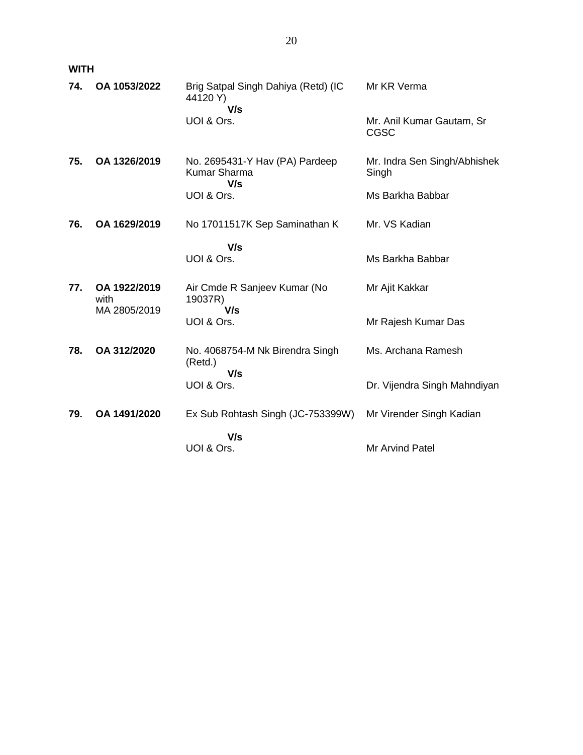**WITH**

| | | | |
|---|---|---|---|
| **74.** | **OA 1053/2022** | Brig Satpal Singh Dahiya (Retd) (IC 44120 Y) **V/s** UOI & Ors. | Mr KR Verma<br>Mr. Anil Kumar Gautam, Sr CGSC |
| **75.** | **OA 1326/2019** | No. 2695431-Y Hav (PA) Pardeep Kumar Sharma **V/s** UOI & Ors. | Mr. Indra Sen Singh/Abhishek Singh<br>Ms Barkha Babbar |
| **76.** | **OA 1629/2019** | No 17011517K Sep Saminathan K **V/s** UOI & Ors. | Mr. VS Kadian<br>Ms Barkha Babbar |
| **77.** | **OA 1922/2019** with MA 2805/2019 | Air Cmde R Sanjeev Kumar (No 19037R) **V/s** UOI & Ors. | Mr Ajit Kakkar<br>Mr Rajesh Kumar Das |
| **78.** | **OA 312/2020** | No. 4068754-M Nk Birendra Singh (Retd.) **V/s** UOI & Ors. | Ms. Archana Ramesh<br>Dr. Vijendra Singh Mahndiyan |
| **79.** | **OA 1491/2020** | Ex Sub Rohtash Singh (JC-753399W) **V/s** UOI & Ors. | Mr Virender Singh Kadian<br>Mr Arvind Patel |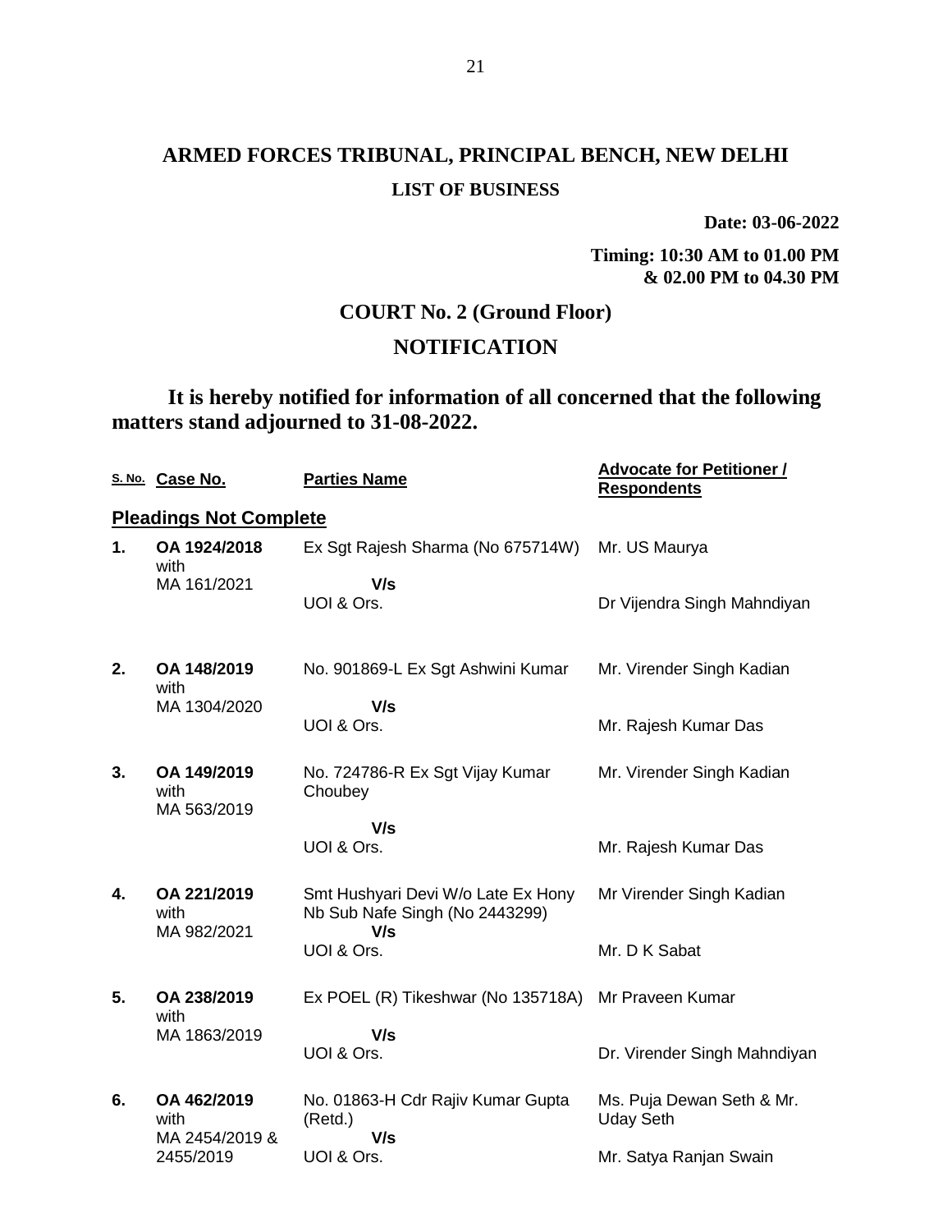# ARMED FORCES TRIBUNAL, PRINCIPAL BENCH, NEW DELHI

**LIST OF BUSINESS**

**Date: 03-06-2022**

**Timing: 10:30 AM to 01.00 PM & 02.00 PM to 04.30 PM**

## COURT No. 2 (Ground Floor)

## NOTIFICATION

**It is hereby notified for information of all concerned that the following matters stand adjourned to 31-08-2022.**

| S. No. | Case No. | Parties Name | Advocate for Petitioner / Respondents |
|---|---|---|---|
| **Pleadings Not Complete** | | | |
| **1.** | **OA 1924/2018** with MA 161/2021 | Ex Sgt Rajesh Sharma (No 675714W) **V/s** UOI & Ors. | Mr. US Maurya<br>Dr Vijendra Singh Mahndiyan |
| **2.** | **OA 148/2019** with MA 1304/2020 | No. 901869-L Ex Sgt Ashwini Kumar **V/s** UOI & Ors. | Mr. Virender Singh Kadian<br>Mr. Rajesh Kumar Das |
| **3.** | **OA 149/2019** with MA 563/2019 | No. 724786-R Ex Sgt Vijay Kumar Choubey **V/s** UOI & Ors. | Mr. Virender Singh Kadian<br>Mr. Rajesh Kumar Das |
| **4.** | **OA 221/2019** with MA 982/2021 | Smt Hushyari Devi W/o Late Ex Hony Nb Sub Nafe Singh (No 2443299) **V/s** UOI & Ors. | Mr Virender Singh Kadian<br>Mr. D K Sabat |
| **5.** | **OA 238/2019** with MA 1863/2019 | Ex POEL (R) Tikeshwar (No 135718A) **V/s** UOI & Ors. | Mr Praveen Kumar<br>Dr. Virender Singh Mahndiyan |
| **6.** | **OA 462/2019** with MA 2454/2019 & 2455/2019 | No. 01863-H Cdr Rajiv Kumar Gupta (Retd.) **V/s** UOI & Ors. | Ms. Puja Dewan Seth & Mr. Uday Seth<br>Mr. Satya Ranjan Swain |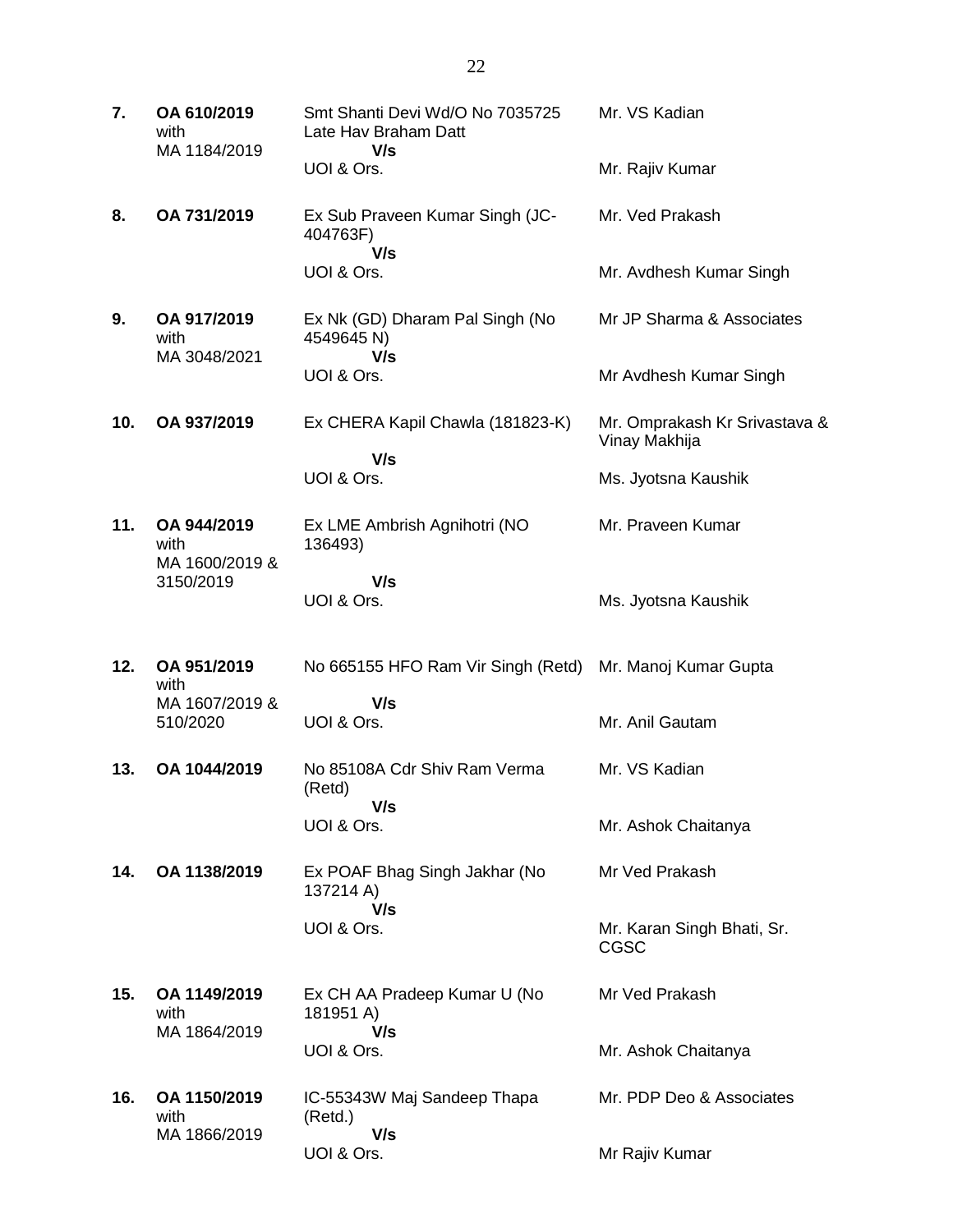| | | | |
|---|---|---|---|
| **7.** | **OA 610/2019** with MA 1184/2019 | Smt Shanti Devi Wd/O No 7035725 Late Hav Braham Datt **V/s** UOI & Ors. | Mr. VS Kadian<br><br>Mr. Rajiv Kumar |
| **8.** | **OA 731/2019** | Ex Sub Praveen Kumar Singh (JC-404763F) **V/s** UOI & Ors. | Mr. Ved Prakash<br><br>Mr. Avdhesh Kumar Singh |
| **9.** | **OA 917/2019** with MA 3048/2021 | Ex Nk (GD) Dharam Pal Singh (No 4549645 N) **V/s** UOI & Ors. | Mr JP Sharma & Associates<br><br>Mr Avdhesh Kumar Singh |
| **10.** | **OA 937/2019** | Ex CHERA Kapil Chawla (181823-K) **V/s** UOI & Ors. | Mr. Omprakash Kr Srivastava & Vinay Makhija<br><br>Ms. Jyotsna Kaushik |
| **11.** | **OA 944/2019** with MA 1600/2019 & 3150/2019 | Ex LME Ambrish Agnihotri (NO 136493) **V/s** UOI & Ors. | Mr. Praveen Kumar<br><br>Ms. Jyotsna Kaushik |
| **12.** | **OA 951/2019** with MA 1607/2019 & 510/2020 | No 665155 HFO Ram Vir Singh (Retd) **V/s** UOI & Ors. | Mr. Manoj Kumar Gupta<br><br>Mr. Anil Gautam |
| **13.** | **OA 1044/2019** | No 85108A Cdr Shiv Ram Verma (Retd) **V/s** UOI & Ors. | Mr. VS Kadian<br><br>Mr. Ashok Chaitanya |
| **14.** | **OA 1138/2019** | Ex POAF Bhag Singh Jakhar (No 137214 A) **V/s** UOI & Ors. | Mr Ved Prakash<br><br>Mr. Karan Singh Bhati, Sr. CGSC |
| **15.** | **OA 1149/2019** with MA 1864/2019 | Ex CH AA Pradeep Kumar U (No 181951 A) **V/s** UOI & Ors. | Mr Ved Prakash<br><br>Mr. Ashok Chaitanya |
| **16.** | **OA 1150/2019** with MA 1866/2019 | IC-55343W Maj Sandeep Thapa (Retd.) **V/s** UOI & Ors. | Mr. PDP Deo & Associates<br><br>Mr Rajiv Kumar |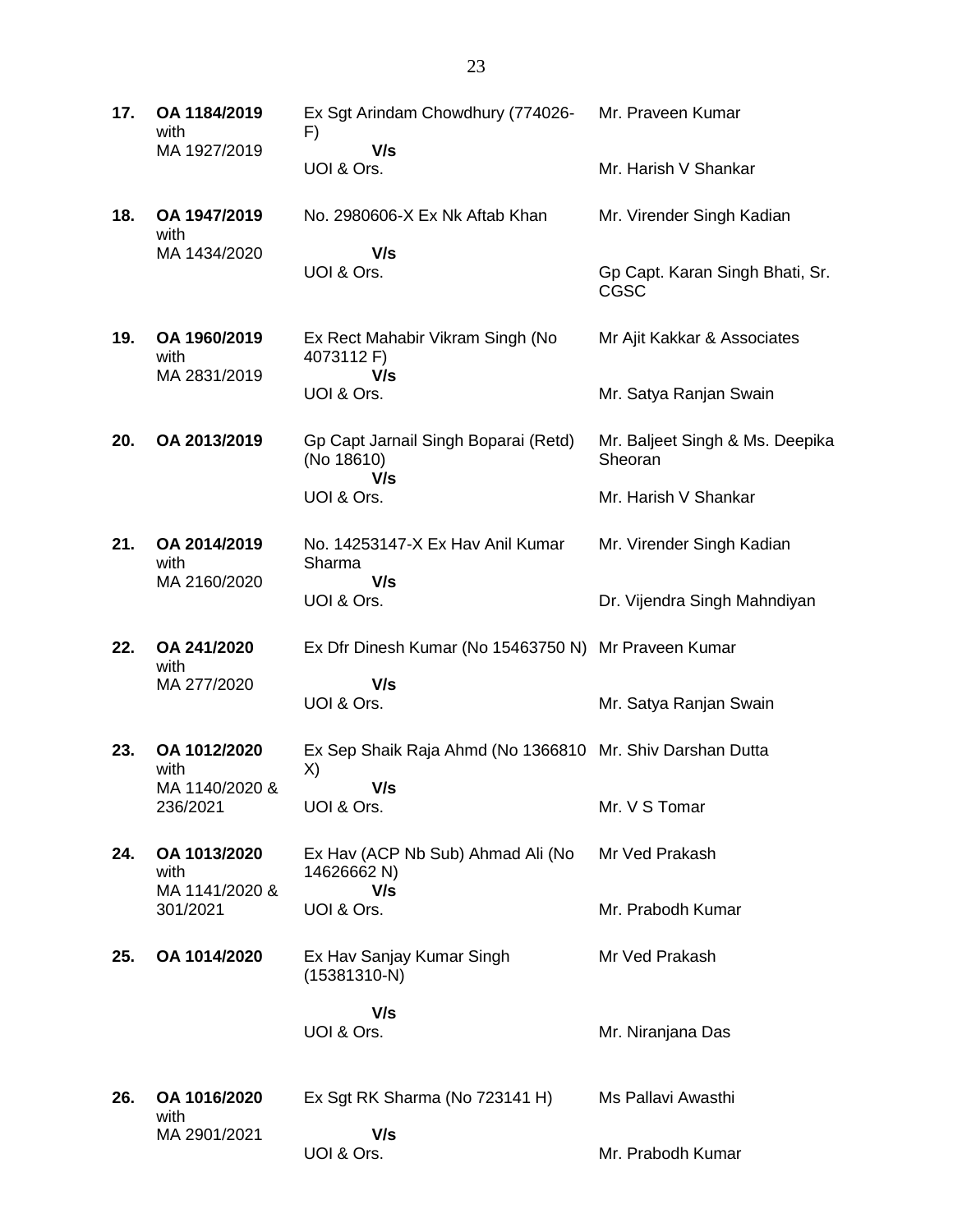| | | | |
|---|---|---|---|
| **17.** | **OA 1184/2019** with MA 1927/2019 | Ex Sgt Arindam Chowdhury (774026-F) **V/s** UOI & Ors. | Mr. Praveen Kumar<br><br>Mr. Harish V Shankar |
| **18.** | **OA 1947/2019** with MA 1434/2020 | No. 2980606-X Ex Nk Aftab Khan **V/s** UOI & Ors. | Mr. Virender Singh Kadian<br><br>Gp Capt. Karan Singh Bhati, Sr. CGSC |
| **19.** | **OA 1960/2019** with MA 2831/2019 | Ex Rect Mahabir Vikram Singh (No 4073112 F) **V/s** UOI & Ors. | Mr Ajit Kakkar & Associates<br><br>Mr. Satya Ranjan Swain |
| **20.** | **OA 2013/2019** | Gp Capt Jarnail Singh Boparai (Retd) (No 18610) **V/s** UOI & Ors. | Mr. Baljeet Singh & Ms. Deepika Sheoran<br><br>Mr. Harish V Shankar |
| **21.** | **OA 2014/2019** with MA 2160/2020 | No. 14253147-X Ex Hav Anil Kumar Sharma **V/s** UOI & Ors. | Mr. Virender Singh Kadian<br><br>Dr. Vijendra Singh Mahndiyan |
| **22.** | **OA 241/2020** with MA 277/2020 | Ex Dfr Dinesh Kumar (No 15463750 N) **V/s** UOI & Ors. | Mr Praveen Kumar<br><br>Mr. Satya Ranjan Swain |
| **23.** | **OA 1012/2020** with MA 1140/2020 & 236/2021 | Ex Sep Shaik Raja Ahmd (No 1366810 X) **V/s** UOI & Ors. | Mr. Shiv Darshan Dutta<br><br>Mr. V S Tomar |
| **24.** | **OA 1013/2020** with MA 1141/2020 & 301/2021 | Ex Hav (ACP Nb Sub) Ahmad Ali (No 14626662 N) **V/s** UOI & Ors. | Mr Ved Prakash<br><br>Mr. Prabodh Kumar |
| **25.** | **OA 1014/2020** | Ex Hav Sanjay Kumar Singh (15381310-N) **V/s** UOI & Ors. | Mr Ved Prakash<br><br>Mr. Niranjana Das |
| **26.** | **OA 1016/2020** with MA 2901/2021 | Ex Sgt RK Sharma (No 723141 H) **V/s** UOI & Ors. | Ms Pallavi Awasthi<br><br>Mr. Prabodh Kumar |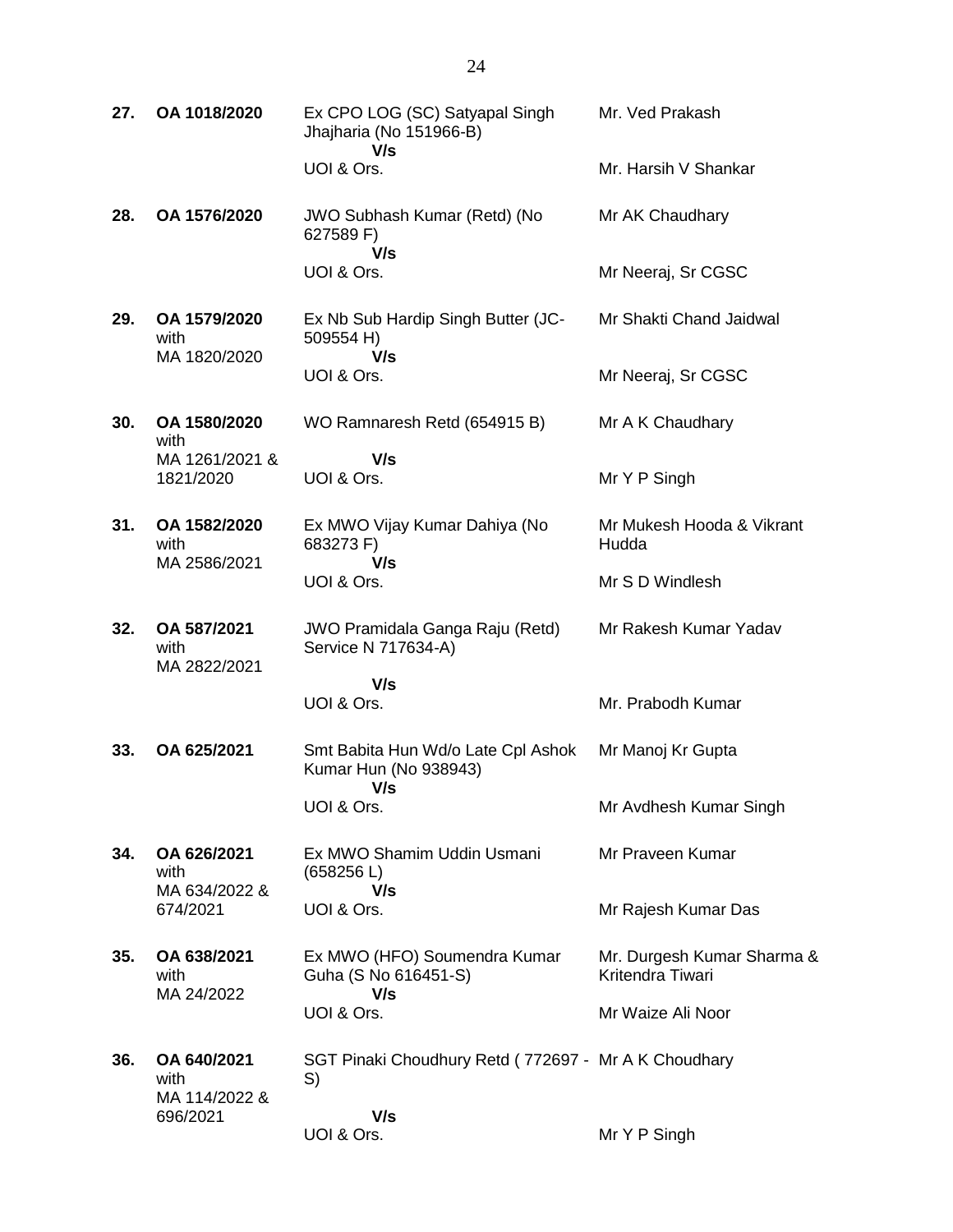| | | | |
|---|---|---|---|
| **27.** | **OA 1018/2020** | Ex CPO LOG (SC) Satyapal Singh Jhajharia (No 151966-B)<br>**V/s**<br>UOI & Ors. | Mr. Ved Prakash<br><br>Mr. Harsih V Shankar |
| **28.** | **OA 1576/2020** | JWO Subhash Kumar (Retd) (No 627589 F)<br>**V/s**<br>UOI & Ors. | Mr AK Chaudhary<br><br>Mr Neeraj, Sr CGSC |
| **29.** | **OA 1579/2020** with MA 1820/2020 | Ex Nb Sub Hardip Singh Butter (JC-509554 H)<br>**V/s**<br>UOI & Ors. | Mr Shakti Chand Jaidwal<br><br>Mr Neeraj, Sr CGSC |
| **30.** | **OA 1580/2020** with MA 1261/2021 & 1821/2020 | WO Ramnaresh Retd (654915 B)<br>**V/s**<br>UOI & Ors. | Mr A K Chaudhary<br><br>Mr Y P Singh |
| **31.** | **OA 1582/2020** with MA 2586/2021 | Ex MWO Vijay Kumar Dahiya (No 683273 F)<br>**V/s**<br>UOI & Ors. | Mr Mukesh Hooda & Vikrant Hudda<br><br>Mr S D Windlesh |
| **32.** | **OA 587/2021** with MA 2822/2021 | JWO Pramidala Ganga Raju (Retd) Service N 717634-A)<br>**V/s**<br>UOI & Ors. | Mr Rakesh Kumar Yadav<br><br>Mr. Prabodh Kumar |
| **33.** | **OA 625/2021** | Smt Babita Hun Wd/o Late Cpl Ashok Kumar Hun (No 938943)<br>**V/s**<br>UOI & Ors. | Mr Manoj Kr Gupta<br><br>Mr Avdhesh Kumar Singh |
| **34.** | **OA 626/2021** with MA 634/2022 & 674/2021 | Ex MWO Shamim Uddin Usmani (658256 L)<br>**V/s**<br>UOI & Ors. | Mr Praveen Kumar<br><br>Mr Rajesh Kumar Das |
| **35.** | **OA 638/2021** with MA 24/2022 | Ex MWO (HFO) Soumendra Kumar Guha (S No 616451-S)<br>**V/s**<br>UOI & Ors. | Mr. Durgesh Kumar Sharma & Kritendra Tiwari<br><br>Mr Waize Ali Noor |
| **36.** | **OA 640/2021** with MA 114/2022 & 696/2021 | SGT Pinaki Choudhury Retd ( 772697 - S)<br>**V/s**<br>UOI & Ors. | Mr A K Choudhary<br><br>Mr Y P Singh |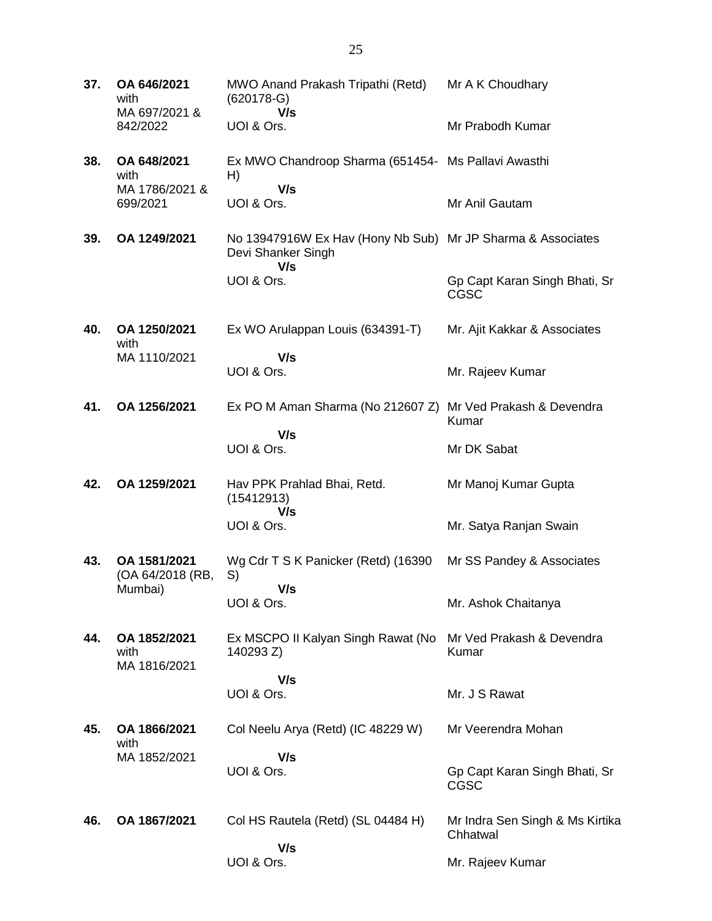| | | | |
|---|---|---|---|
| **37.** | **OA 646/2021** with MA 697/2021 & 842/2022 | MWO Anand Prakash Tripathi (Retd) (620178-G)<br>**V/s**<br>UOI & Ors. | Mr A K Choudhary<br><br>Mr Prabodh Kumar |
| **38.** | **OA 648/2021** with MA 1786/2021 & 699/2021 | Ex MWO Chandroop Sharma (651454-H)<br>**V/s**<br>UOI & Ors. | Ms Pallavi Awasthi<br><br>Mr Anil Gautam |
| **39.** | **OA 1249/2021** | No 13947916W Ex Hav (Hony Nb Sub) Devi Shanker Singh<br>**V/s**<br>UOI & Ors. | Mr JP Sharma & Associates<br><br>Gp Capt Karan Singh Bhati, Sr CGSC |
| **40.** | **OA 1250/2021** with MA 1110/2021 | Ex WO Arulappan Louis (634391-T)<br>**V/s**<br>UOI & Ors. | Mr. Ajit Kakkar & Associates<br><br>Mr. Rajeev Kumar |
| **41.** | **OA 1256/2021** | Ex PO M Aman Sharma (No 212607 Z)<br>**V/s**<br>UOI & Ors. | Mr Ved Prakash & Devendra Kumar<br><br>Mr DK Sabat |
| **42.** | **OA 1259/2021** | Hav PPK Prahlad Bhai, Retd. (15412913)<br>**V/s**<br>UOI & Ors. | Mr Manoj Kumar Gupta<br><br>Mr. Satya Ranjan Swain |
| **43.** | **OA 1581/2021** (OA 64/2018 (RB, Mumbai) | Wg Cdr T S K Panicker (Retd) (16390 S)<br>**V/s**<br>UOI & Ors. | Mr SS Pandey & Associates<br><br>Mr. Ashok Chaitanya |
| **44.** | **OA 1852/2021** with MA 1816/2021 | Ex MSCPO II Kalyan Singh Rawat (No 140293 Z)<br>**V/s**<br>UOI & Ors. | Mr Ved Prakash & Devendra Kumar<br><br>Mr. J S Rawat |
| **45.** | **OA 1866/2021** with MA 1852/2021 | Col Neelu Arya (Retd) (IC 48229 W)<br>**V/s**<br>UOI & Ors. | Mr Veerendra Mohan<br><br>Gp Capt Karan Singh Bhati, Sr CGSC |
| **46.** | **OA 1867/2021** | Col HS Rautela (Retd) (SL 04484 H)<br>**V/s**<br>UOI & Ors. | Mr Indra Sen Singh & Ms Kirtika Chhatwal<br><br>Mr. Rajeev Kumar |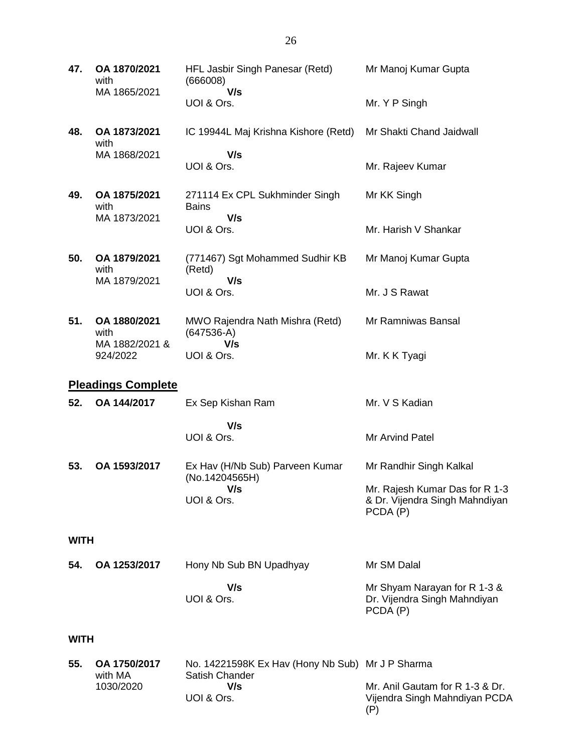| | | | |
|---|---|---|---|
| **47.** | **OA 1870/2021** with MA 1865/2021 | HFL Jasbir Singh Panesar (Retd) (666008) **V/s** UOI & Ors. | Mr Manoj Kumar Gupta<br><br>Mr. Y P Singh |
| **48.** | **OA 1873/2021** with MA 1868/2021 | IC 19944L Maj Krishna Kishore (Retd) **V/s** UOI & Ors. | Mr Shakti Chand Jaidwall<br><br>Mr. Rajeev Kumar |
| **49.** | **OA 1875/2021** with MA 1873/2021 | 271114 Ex CPL Sukhminder Singh Bains **V/s** UOI & Ors. | Mr KK Singh<br><br>Mr. Harish V Shankar |
| **50.** | **OA 1879/2021** with MA 1879/2021 | (771467) Sgt Mohammed Sudhir KB (Retd) **V/s** UOI & Ors. | Mr Manoj Kumar Gupta<br><br>Mr. J S Rawat |
| **51.** | **OA 1880/2021** with MA 1882/2021 & 924/2022 | MWO Rajendra Nath Mishra (Retd) (647536-A) **V/s** UOI & Ors. | Mr Ramniwas Bansal<br><br>Mr. K K Tyagi |

**Pleadings Complete**

| | | | |
|---|---|---|---|
| **52.** | **OA 144/2017** | Ex Sep Kishan Ram **V/s** UOI & Ors. | Mr. V S Kadian<br><br>Mr Arvind Patel |
| **53.** | **OA 1593/2017** | Ex Hav (H/Nb Sub) Parveen Kumar (No.14204565H) **V/s** UOI & Ors. | Mr Randhir Singh Kalkal<br><br>Mr. Rajesh Kumar Das for R 1-3 & Dr. Vijendra Singh Mahndiyan PCDA (P) |

**WITH**

| | | | |
|---|---|---|---|
| **54.** | **OA 1253/2017** | Hony Nb Sub BN Upadhyay **V/s** UOI & Ors. | Mr SM Dalal<br><br>Mr Shyam Narayan for R 1-3 & Dr. Vijendra Singh Mahndiyan PCDA (P) |

**WITH**

| | | | |
|---|---|---|---|
| **55.** | **OA 1750/2017** with MA 1030/2020 | No. 14221598K Ex Hav (Hony Nb Sub) Satish Chander **V/s** UOI & Ors. | Mr J P Sharma<br><br>Mr. Anil Gautam for R 1-3 & Dr. Vijendra Singh Mahndiyan PCDA (P) |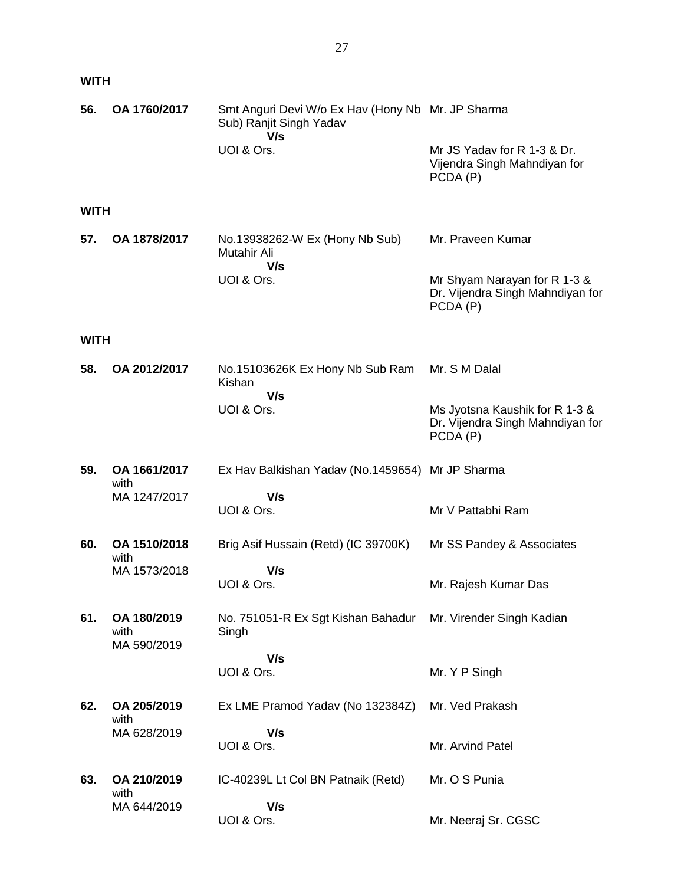**WITH**

| | | | |
|---|---|---|---|
| **56.** | **OA 1760/2017** | Smt Anguri Devi W/o Ex Hav (Hony Nb Sub) Ranjit Singh Yadav<br>**V/s**<br>UOI & Ors. | Mr. JP Sharma<br><br>Mr JS Yadav for R 1-3 & Dr. Vijendra Singh Mahndiyan for PCDA (P) |

**WITH**

| | | | |
|---|---|---|---|
| **57.** | **OA 1878/2017** | No.13938262-W Ex (Hony Nb Sub) Mutahir Ali<br>**V/s**<br>UOI & Ors. | Mr. Praveen Kumar<br><br>Mr Shyam Narayan for R 1-3 & Dr. Vijendra Singh Mahndiyan for PCDA (P) |

**WITH**

| | | | |
|---|---|---|---|
| **58.** | **OA 2012/2017** | No.15103626K Ex Hony Nb Sub Ram Kishan<br>**V/s**<br>UOI & Ors. | Mr. S M Dalal<br><br>Ms Jyotsna Kaushik for R 1-3 & Dr. Vijendra Singh Mahndiyan for PCDA (P) |
| **59.** | **OA 1661/2017** with MA 1247/2017 | Ex Hav Balkishan Yadav (No.1459654)<br>**V/s**<br>UOI & Ors. | Mr JP Sharma<br><br>Mr V Pattabhi Ram |
| **60.** | **OA 1510/2018** with MA 1573/2018 | Brig Asif Hussain (Retd) (IC 39700K)<br>**V/s**<br>UOI & Ors. | Mr SS Pandey & Associates<br><br>Mr. Rajesh Kumar Das |
| **61.** | **OA 180/2019** with MA 590/2019 | No. 751051-R Ex Sgt Kishan Bahadur Singh<br>**V/s**<br>UOI & Ors. | Mr. Virender Singh Kadian<br><br>Mr. Y P Singh |
| **62.** | **OA 205/2019** with MA 628/2019 | Ex LME Pramod Yadav (No 132384Z)<br>**V/s**<br>UOI & Ors. | Mr. Ved Prakash<br><br>Mr. Arvind Patel |
| **63.** | **OA 210/2019** with MA 644/2019 | IC-40239L Lt Col BN Patnaik (Retd)<br>**V/s**<br>UOI & Ors. | Mr. O S Punia<br><br>Mr. Neeraj Sr. CGSC |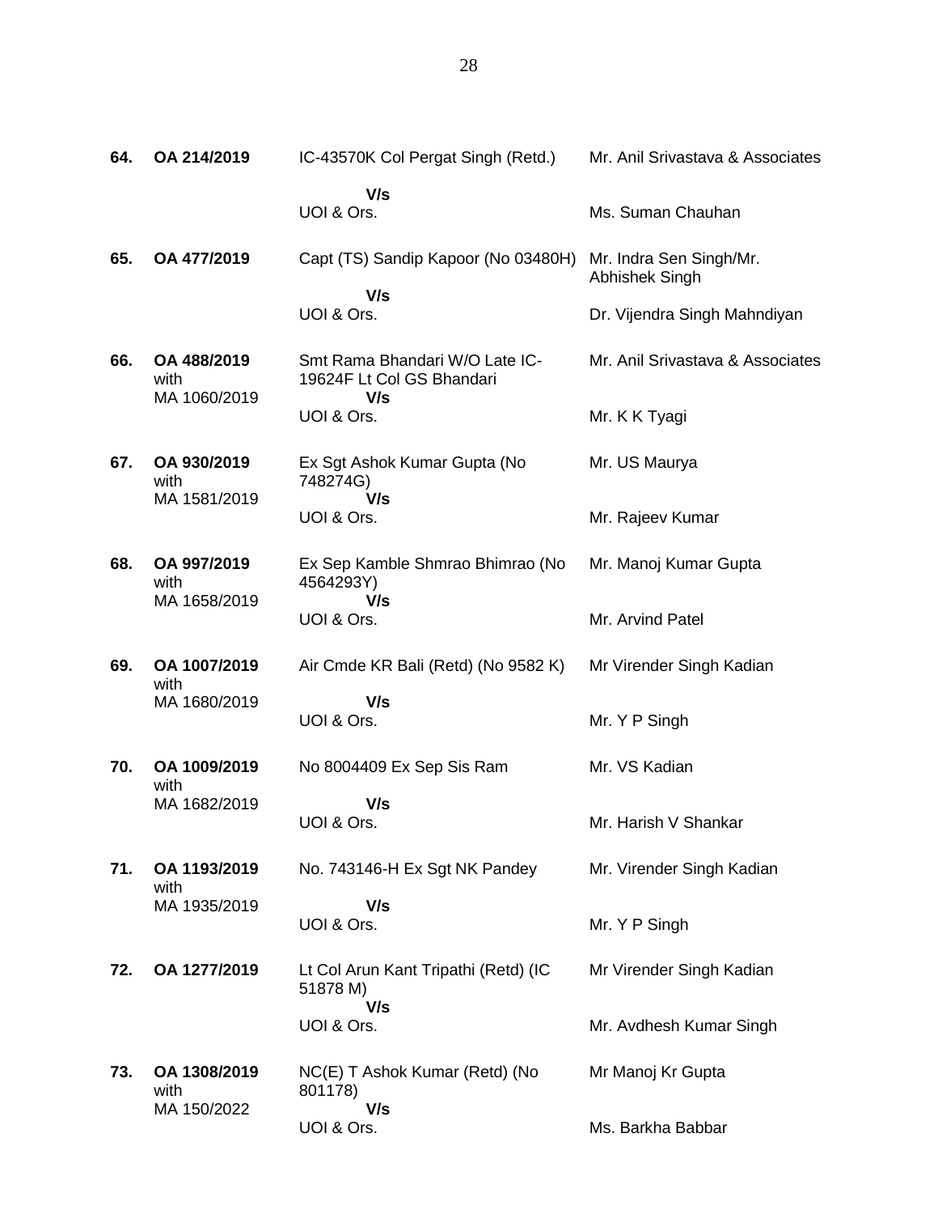| | | | |
|---|---|---|---|
| **64.** | **OA 214/2019** | IC-43570K Col Pergat Singh (Retd.)<br>**V/s**<br>UOI & Ors. | Mr. Anil Srivastava & Associates<br><br>Ms. Suman Chauhan |
| **65.** | **OA 477/2019** | Capt (TS) Sandip Kapoor (No 03480H)<br>**V/s**<br>UOI & Ors. | Mr. Indra Sen Singh/Mr. Abhishek Singh<br><br>Dr. Vijendra Singh Mahndiyan |
| **66.** | **OA 488/2019** with MA 1060/2019 | Smt Rama Bhandari W/O Late IC-19624F Lt Col GS Bhandari<br>**V/s**<br>UOI & Ors. | Mr. Anil Srivastava & Associates<br><br>Mr. K K Tyagi |
| **67.** | **OA 930/2019** with MA 1581/2019 | Ex Sgt Ashok Kumar Gupta (No 748274G)<br>**V/s**<br>UOI & Ors. | Mr. US Maurya<br><br>Mr. Rajeev Kumar |
| **68.** | **OA 997/2019** with MA 1658/2019 | Ex Sep Kamble Shmrao Bhimrao (No 4564293Y)<br>**V/s**<br>UOI & Ors. | Mr. Manoj Kumar Gupta<br><br>Mr. Arvind Patel |
| **69.** | **OA 1007/2019** with MA 1680/2019 | Air Cmde KR Bali (Retd) (No 9582 K)<br>**V/s**<br>UOI & Ors. | Mr Virender Singh Kadian<br><br>Mr. Y P Singh |
| **70.** | **OA 1009/2019** with MA 1682/2019 | No 8004409 Ex Sep Sis Ram<br>**V/s**<br>UOI & Ors. | Mr. VS Kadian<br><br>Mr. Harish V Shankar |
| **71.** | **OA 1193/2019** with MA 1935/2019 | No. 743146-H Ex Sgt NK Pandey<br>**V/s**<br>UOI & Ors. | Mr. Virender Singh Kadian<br><br>Mr. Y P Singh |
| **72.** | **OA 1277/2019** | Lt Col Arun Kant Tripathi (Retd) (IC 51878 M)<br>**V/s**<br>UOI & Ors. | Mr Virender Singh Kadian<br><br>Mr. Avdhesh Kumar Singh |
| **73.** | **OA 1308/2019** with MA 150/2022 | NC(E) T Ashok Kumar (Retd) (No 801178)<br>**V/s**<br>UOI & Ors. | Mr Manoj Kr Gupta<br><br>Ms. Barkha Babbar |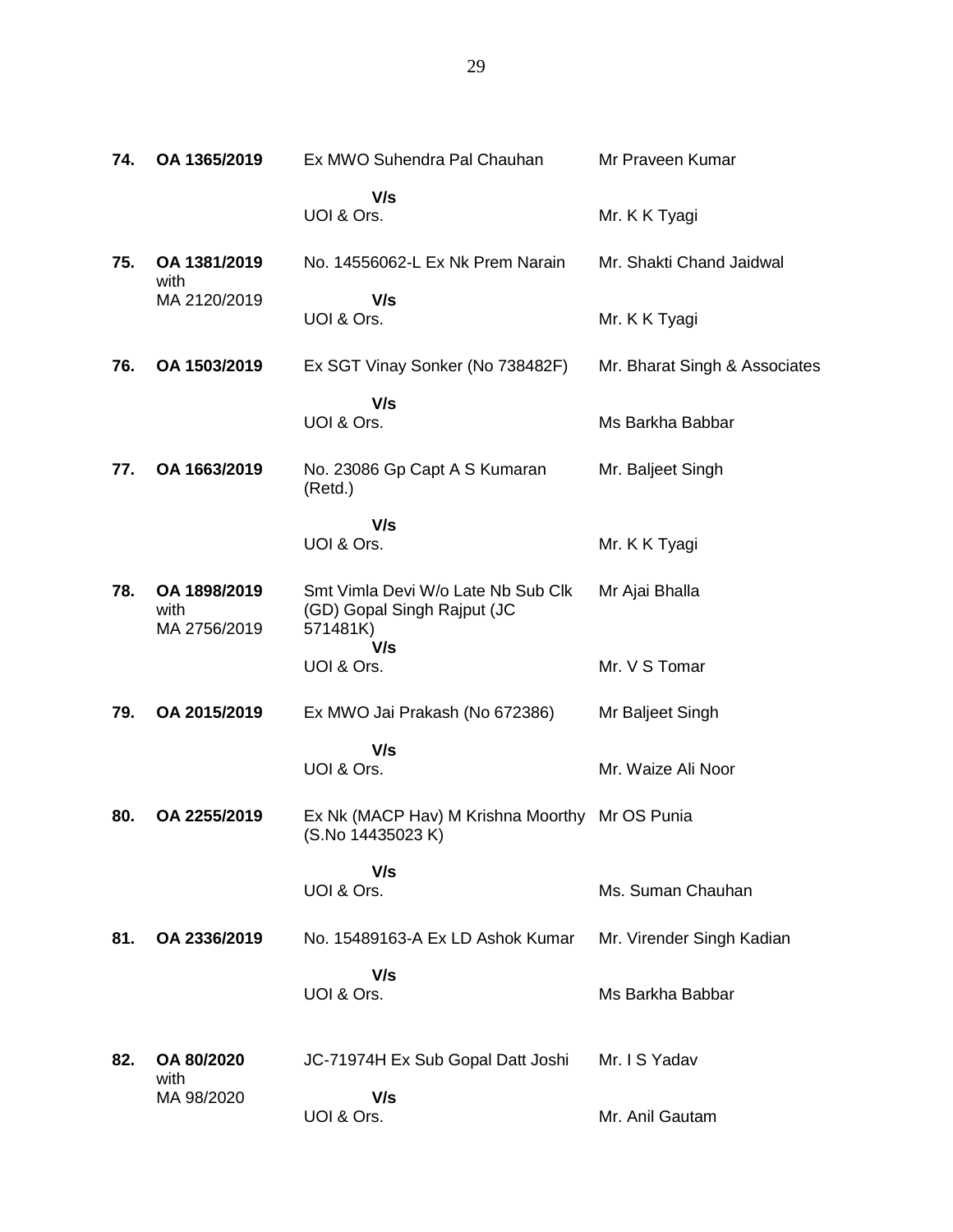| | | | |
|---|---|---|---|
| **74.** | **OA 1365/2019** | Ex MWO Suhendra Pal Chauhan | Mr Praveen Kumar |
| | | **V/s** | |
| | | UOI & Ors. | Mr. K K Tyagi |
| **75.** | **OA 1381/2019** with MA 2120/2019 | No. 14556062-L Ex Nk Prem Narain | Mr. Shakti Chand Jaidwal |
| | | **V/s** | |
| | | UOI & Ors. | Mr. K K Tyagi |
| **76.** | **OA 1503/2019** | Ex SGT Vinay Sonker (No 738482F) | Mr. Bharat Singh & Associates |
| | | **V/s** | |
| | | UOI & Ors. | Ms Barkha Babbar |
| **77.** | **OA 1663/2019** | No. 23086 Gp Capt A S Kumaran (Retd.) | Mr. Baljeet Singh |
| | | **V/s** | |
| | | UOI & Ors. | Mr. K K Tyagi |
| **78.** | **OA 1898/2019** with MA 2756/2019 | Smt Vimla Devi W/o Late Nb Sub Clk (GD) Gopal Singh Rajput (JC 571481K) | Mr Ajai Bhalla |
| | | **V/s** | |
| | | UOI & Ors. | Mr. V S Tomar |
| **79.** | **OA 2015/2019** | Ex MWO Jai Prakash (No 672386) | Mr Baljeet Singh |
| | | **V/s** | |
| | | UOI & Ors. | Mr. Waize Ali Noor |
| **80.** | **OA 2255/2019** | Ex Nk (MACP Hav) M Krishna Moorthy (S.No 14435023 K) | Mr OS Punia |
| | | **V/s** | |
| | | UOI & Ors. | Ms. Suman Chauhan |
| **81.** | **OA 2336/2019** | No. 15489163-A Ex LD Ashok Kumar | Mr. Virender Singh Kadian |
| | | **V/s** | |
| | | UOI & Ors. | Ms Barkha Babbar |
| **82.** | **OA 80/2020** with MA 98/2020 | JC-71974H Ex Sub Gopal Datt Joshi | Mr. I S Yadav |
| | | **V/s** | |
| | | UOI & Ors. | Mr. Anil Gautam |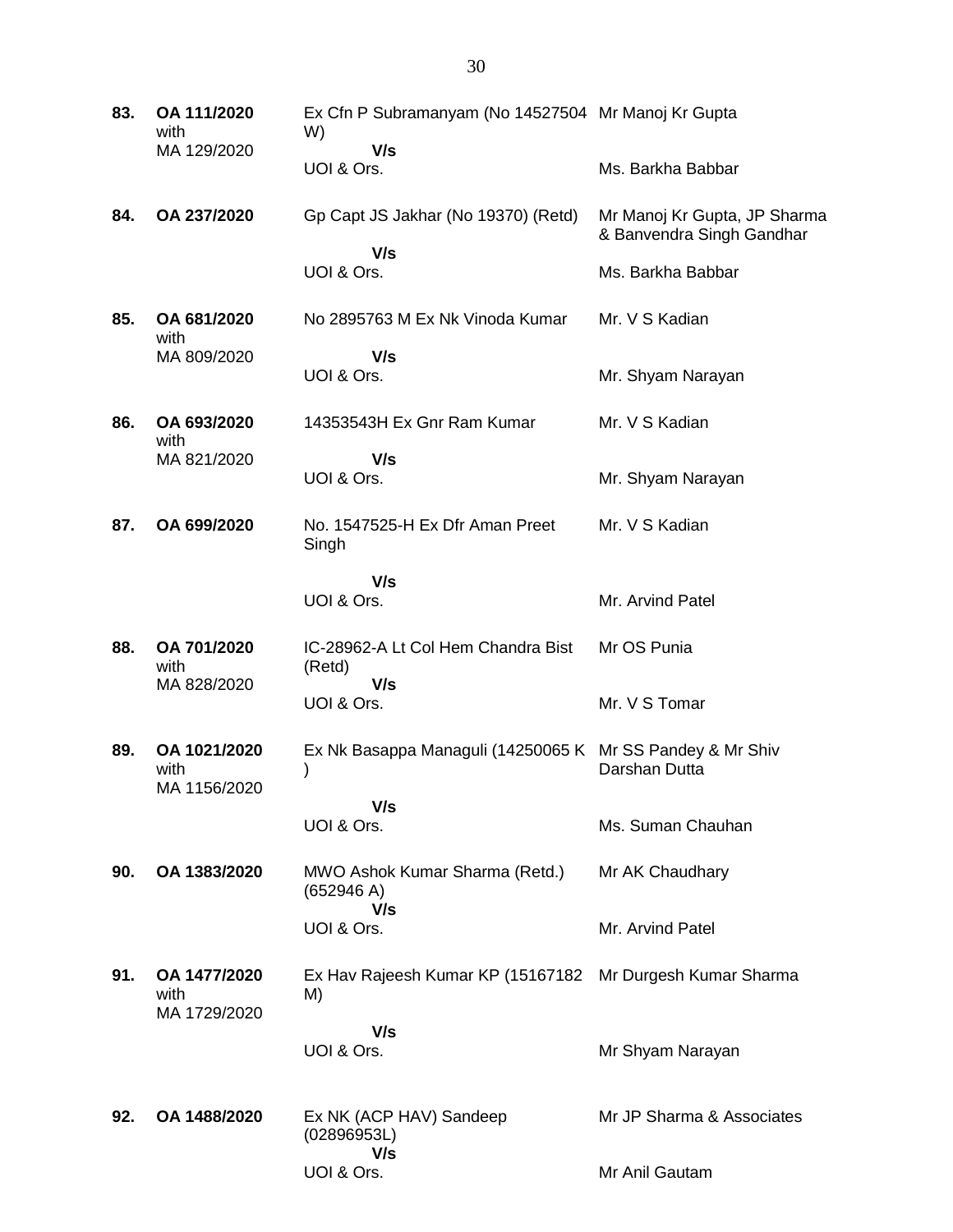| | | | |
|---|---|---|---|
| **83.** | **OA 111/2020** with MA 129/2020 | Ex Cfn P Subramanyam (No 14527504 W)<br>**V/s**<br>UOI & Ors. | Mr Manoj Kr Gupta<br><br>Ms. Barkha Babbar |
| **84.** | **OA 237/2020** | Gp Capt JS Jakhar (No 19370) (Retd)<br>**V/s**<br>UOI & Ors. | Mr Manoj Kr Gupta, JP Sharma & Banvendra Singh Gandhar<br><br>Ms. Barkha Babbar |
| **85.** | **OA 681/2020** with MA 809/2020 | No 2895763 M Ex Nk Vinoda Kumar<br>**V/s**<br>UOI & Ors. | Mr. V S Kadian<br><br>Mr. Shyam Narayan |
| **86.** | **OA 693/2020** with MA 821/2020 | 14353543H Ex Gnr Ram Kumar<br>**V/s**<br>UOI & Ors. | Mr. V S Kadian<br><br>Mr. Shyam Narayan |
| **87.** | **OA 699/2020** | No. 1547525-H Ex Dfr Aman Preet Singh<br>**V/s**<br>UOI & Ors. | Mr. V S Kadian<br><br>Mr. Arvind Patel |
| **88.** | **OA 701/2020** with MA 828/2020 | IC-28962-A Lt Col Hem Chandra Bist (Retd)<br>**V/s**<br>UOI & Ors. | Mr OS Punia<br><br>Mr. V S Tomar |
| **89.** | **OA 1021/2020** with MA 1156/2020 | Ex Nk Basappa Managuli (14250065 K )<br>**V/s**<br>UOI & Ors. | Mr SS Pandey & Mr Shiv Darshan Dutta<br><br>Ms. Suman Chauhan |
| **90.** | **OA 1383/2020** | MWO Ashok Kumar Sharma (Retd.) (652946 A)<br>**V/s**<br>UOI & Ors. | Mr AK Chaudhary<br><br>Mr. Arvind Patel |
| **91.** | **OA 1477/2020** with MA 1729/2020 | Ex Hav Rajeesh Kumar KP (15167182 M)<br>**V/s**<br>UOI & Ors. | Mr Durgesh Kumar Sharma<br><br>Mr Shyam Narayan |
| **92.** | **OA 1488/2020** | Ex NK (ACP HAV) Sandeep (02896953L)<br>**V/s**<br>UOI & Ors. | Mr JP Sharma & Associates<br><br>Mr Anil Gautam |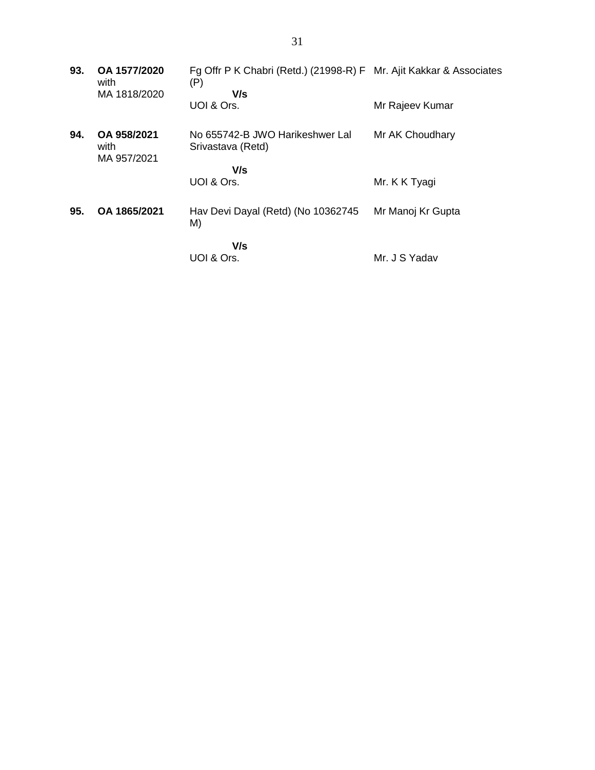| | | | |
|---|---|---|---|
| **93.** | **OA 1577/2020** with MA 1818/2020 | Fg Offr P K Chabri (Retd.) (21998-R) F (P) | Mr. Ajit Kakkar & Associates |
| | | **V/s** | |
| | | UOI & Ors. | Mr Rajeev Kumar |
| **94.** | **OA 958/2021** with MA 957/2021 | No 655742-B JWO Harikeshwer Lal Srivastava (Retd) | Mr AK Choudhary |
| | | **V/s** | |
| | | UOI & Ors. | Mr. K K Tyagi |
| **95.** | **OA 1865/2021** | Hav Devi Dayal (Retd) (No 10362745 M) | Mr Manoj Kr Gupta |
| | | **V/s** | |
| | | UOI & Ors. | Mr. J S Yadav |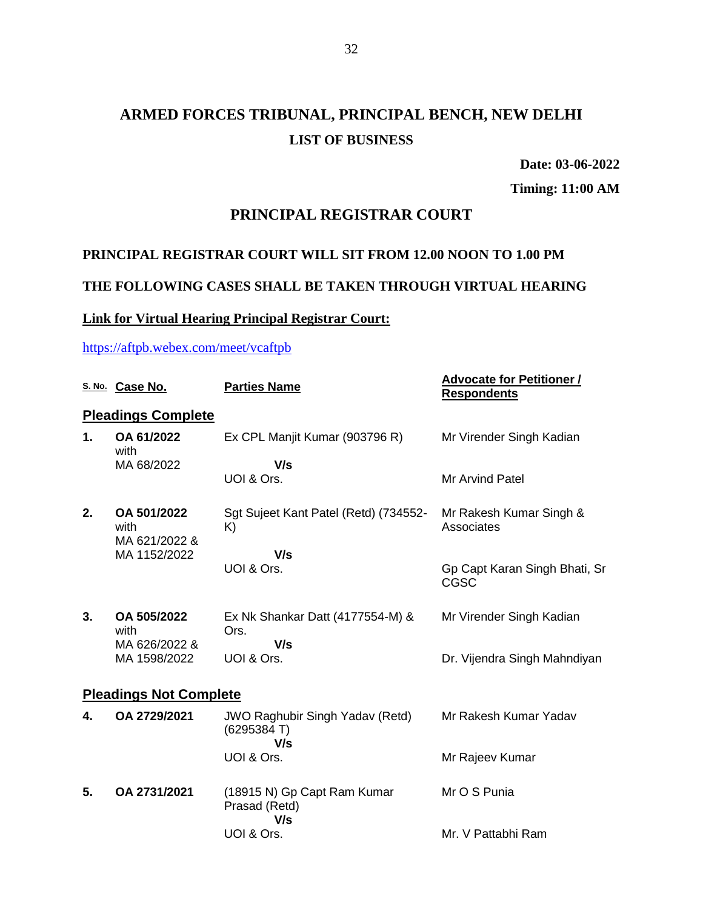# ARMED FORCES TRIBUNAL, PRINCIPAL BENCH, NEW DELHI

## LIST OF BUSINESS

**Date: 03-06-2022**

**Timing: 11:00 AM**

## PRINCIPAL REGISTRAR COURT

**PRINCIPAL REGISTRAR COURT WILL SIT FROM 12.00 NOON TO 1.00 PM**

**THE FOLLOWING CASES SHALL BE TAKEN THROUGH VIRTUAL HEARING**

**Link for Virtual Hearing Principal Registrar Court:**

https://aftpb.webex.com/meet/vcaftpb

| S. No. | Case No. | Parties Name | Advocate for Petitioner / Respondents |
|---|---|---|---|
| **Pleadings Complete** | | | |
| **1.** | **OA 61/2022** with MA 68/2022 | Ex CPL Manjit Kumar (903796 R) **V/s** UOI & Ors. | Mr Virender Singh Kadian<br>Mr Arvind Patel |
| **2.** | **OA 501/2022** with MA 621/2022 & MA 1152/2022 | Sgt Sujeet Kant Patel (Retd) (734552-K) **V/s** UOI & Ors. | Mr Rakesh Kumar Singh & Associates<br>Gp Capt Karan Singh Bhati, Sr CGSC |
| **3.** | **OA 505/2022** with MA 626/2022 & MA 1598/2022 | Ex Nk Shankar Datt (4177554-M) & Ors. **V/s** UOI & Ors. | Mr Virender Singh Kadian<br>Dr. Vijendra Singh Mahndiyan |
| **Pleadings Not Complete** | | | |
| **4.** | **OA 2729/2021** | JWO Raghubir Singh Yadav (Retd) (6295384 T) **V/s** UOI & Ors. | Mr Rakesh Kumar Yadav<br>Mr Rajeev Kumar |
| **5.** | **OA 2731/2021** | (18915 N) Gp Capt Ram Kumar Prasad (Retd) **V/s** UOI & Ors. | Mr O S Punia<br>Mr. V Pattabhi Ram |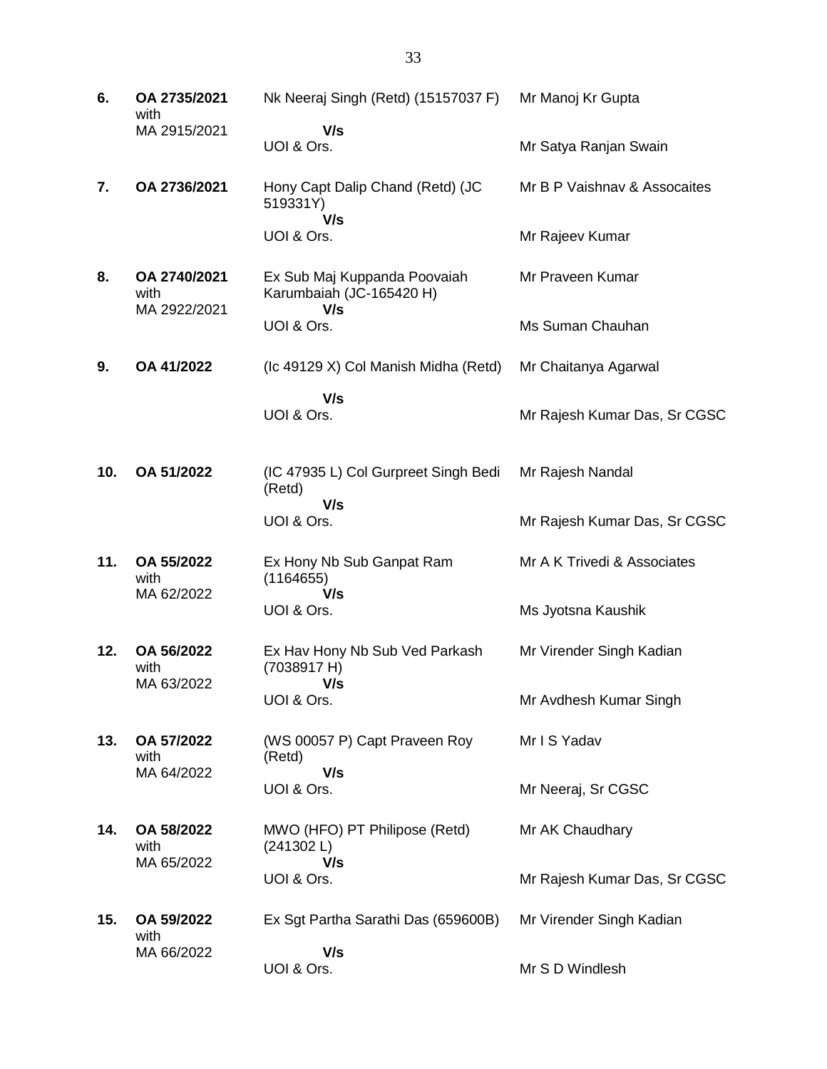| | | | |
|---|---|---|---|
| **6.** | **OA 2735/2021** with MA 2915/2021 | Nk Neeraj Singh (Retd) (15157037 F) **V/s** UOI & Ors. | Mr Manoj Kr Gupta<br><br>Mr Satya Ranjan Swain |
| **7.** | **OA 2736/2021** | Hony Capt Dalip Chand (Retd) (JC 519331Y) **V/s** UOI & Ors. | Mr B P Vaishnav & Assocaites<br><br>Mr Rajeev Kumar |
| **8.** | **OA 2740/2021** with MA 2922/2021 | Ex Sub Maj Kuppanda Poovaiah Karumbaiah (JC-165420 H) **V/s** UOI & Ors. | Mr Praveen Kumar<br><br>Ms Suman Chauhan |
| **9.** | **OA 41/2022** | (Ic 49129 X) Col Manish Midha (Retd) **V/s** UOI & Ors. | Mr Chaitanya Agarwal<br><br>Mr Rajesh Kumar Das, Sr CGSC |
| **10.** | **OA 51/2022** | (IC 47935 L) Col Gurpreet Singh Bedi (Retd) **V/s** UOI & Ors. | Mr Rajesh Nandal<br><br>Mr Rajesh Kumar Das, Sr CGSC |
| **11.** | **OA 55/2022** with MA 62/2022 | Ex Hony Nb Sub Ganpat Ram (1164655) **V/s** UOI & Ors. | Mr A K Trivedi & Associates<br><br>Ms Jyotsna Kaushik |
| **12.** | **OA 56/2022** with MA 63/2022 | Ex Hav Hony Nb Sub Ved Parkash (7038917 H) **V/s** UOI & Ors. | Mr Virender Singh Kadian<br><br>Mr Avdhesh Kumar Singh |
| **13.** | **OA 57/2022** with MA 64/2022 | (WS 00057 P) Capt Praveen Roy (Retd) **V/s** UOI & Ors. | Mr I S Yadav<br><br>Mr Neeraj, Sr CGSC |
| **14.** | **OA 58/2022** with MA 65/2022 | MWO (HFO) PT Philipose (Retd) (241302 L) **V/s** UOI & Ors. | Mr AK Chaudhary<br><br>Mr Rajesh Kumar Das, Sr CGSC |
| **15.** | **OA 59/2022** with MA 66/2022 | Ex Sgt Partha Sarathi Das (659600B) **V/s** UOI & Ors. | Mr Virender Singh Kadian<br><br>Mr S D Windlesh |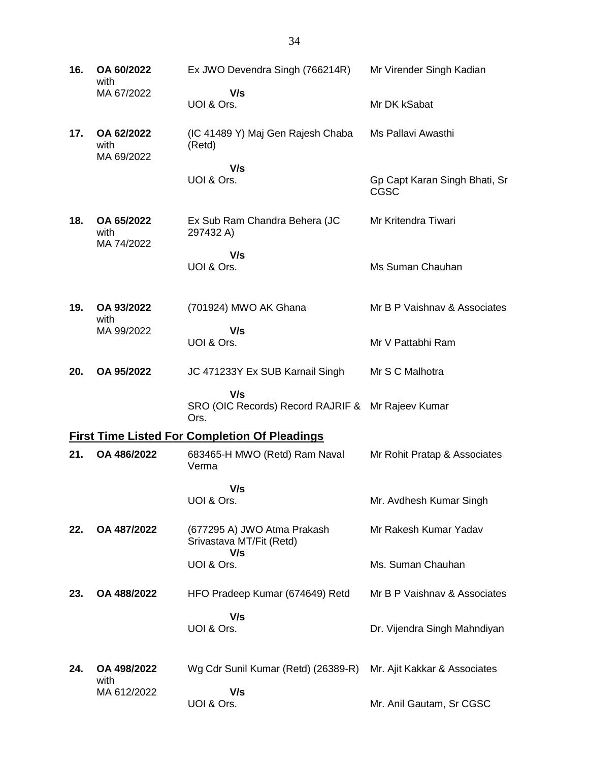| | | | |
|---|---|---|---|
| **16.** | **OA 60/2022** with MA 67/2022 | Ex JWO Devendra Singh (766214R) **V/s** UOI & Ors. | Mr Virender Singh Kadian<br>Mr DK kSabat |
| **17.** | **OA 62/2022** with MA 69/2022 | (IC 41489 Y) Maj Gen Rajesh Chaba (Retd) **V/s** UOI & Ors. | Ms Pallavi Awasthi<br>Gp Capt Karan Singh Bhati, Sr CGSC |
| **18.** | **OA 65/2022** with MA 74/2022 | Ex Sub Ram Chandra Behera (JC 297432 A) **V/s** UOI & Ors. | Mr Kritendra Tiwari<br>Ms Suman Chauhan |
| **19.** | **OA 93/2022** with MA 99/2022 | (701924) MWO AK Ghana **V/s** UOI & Ors. | Mr B P Vaishnav & Associates<br>Mr V Pattabhi Ram |
| **20.** | **OA 95/2022** | JC 471233Y Ex SUB Karnail Singh **V/s** SRO (OIC Records) Record RAJRIF & Ors. | Mr S C Malhotra<br>Mr Rajeev Kumar |

## First Time Listed For Completion Of Pleadings

| | | | |
|---|---|---|---|
| **21.** | **OA 486/2022** | 683465-H MWO (Retd) Ram Naval Verma **V/s** UOI & Ors. | Mr Rohit Pratap & Associates<br>Mr. Avdhesh Kumar Singh |
| **22.** | **OA 487/2022** | (677295 A) JWO Atma Prakash Srivastava MT/Fit (Retd) **V/s** UOI & Ors. | Mr Rakesh Kumar Yadav<br>Ms. Suman Chauhan |
| **23.** | **OA 488/2022** | HFO Pradeep Kumar (674649) Retd **V/s** UOI & Ors. | Mr B P Vaishnav & Associates<br>Dr. Vijendra Singh Mahndiyan |
| **24.** | **OA 498/2022** with MA 612/2022 | Wg Cdr Sunil Kumar (Retd) (26389-R) **V/s** UOI & Ors. | Mr. Ajit Kakkar & Associates<br>Mr. Anil Gautam, Sr CGSC |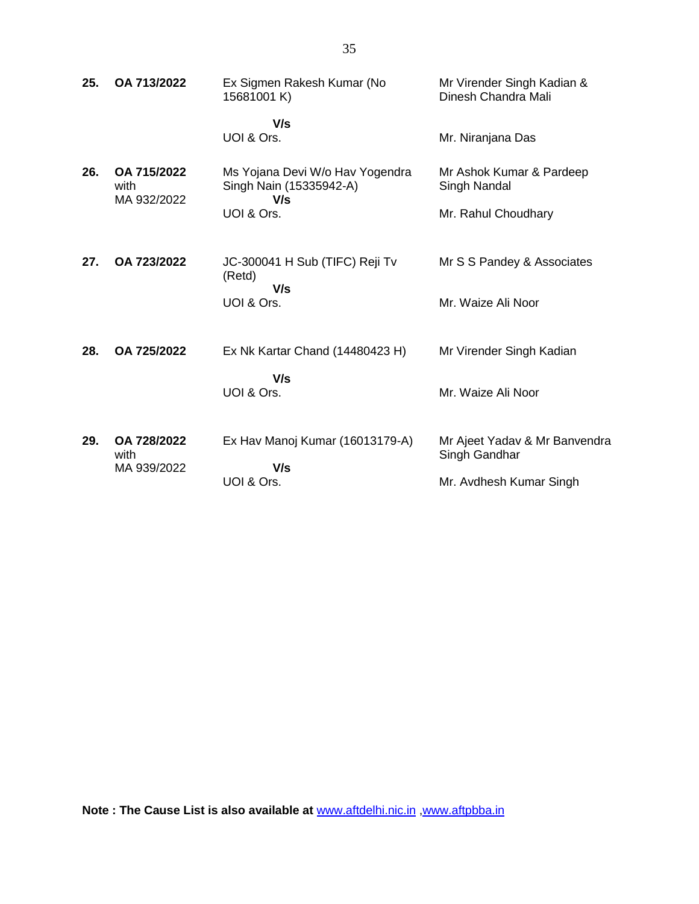| | | | |
|---|---|---|---|
| **25.** | **OA 713/2022** | Ex Sigmen Rakesh Kumar (No 15681001 K)<br><br>**V/s**<br>UOI & Ors. | Mr Virender Singh Kadian & Dinesh Chandra Mali<br><br>Mr. Niranjana Das |
| **26.** | **OA 715/2022** with MA 932/2022 | Ms Yojana Devi W/o Hav Yogendra Singh Nain (15335942-A)<br>**V/s**<br>UOI & Ors. | Mr Ashok Kumar & Pardeep Singh Nandal<br><br>Mr. Rahul Choudhary |
| **27.** | **OA 723/2022** | JC-300041 H Sub (TIFC) Reji Tv (Retd)<br>**V/s**<br>UOI & Ors. | Mr S S Pandey & Associates<br><br>Mr. Waize Ali Noor |
| **28.** | **OA 725/2022** | Ex Nk Kartar Chand (14480423 H)<br><br>**V/s**<br>UOI & Ors. | Mr Virender Singh Kadian<br><br>Mr. Waize Ali Noor |
| **29.** | **OA 728/2022** with MA 939/2022 | Ex Hav Manoj Kumar (16013179-A)<br><br>**V/s**<br>UOI & Ors. | Mr Ajeet Yadav & Mr Banvendra Singh Gandhar<br><br>Mr. Avdhesh Kumar Singh |

**Note : The Cause List is also available at** www.aftdelhi.nic.in ,www.aftpbba.in